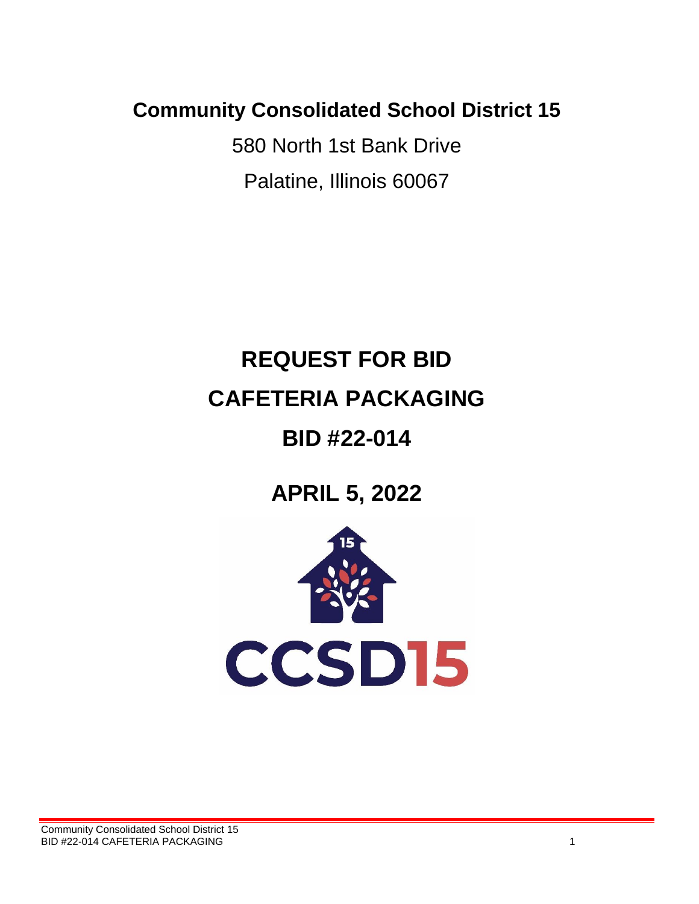# Community Consolidated School District 15

580 North 1st Bank Drive

Palatine, Illinois 60067

# REQUEST FOR BID

# CAFETERIA PACKAGING

## BID #22-014

## APRIL 5, 2022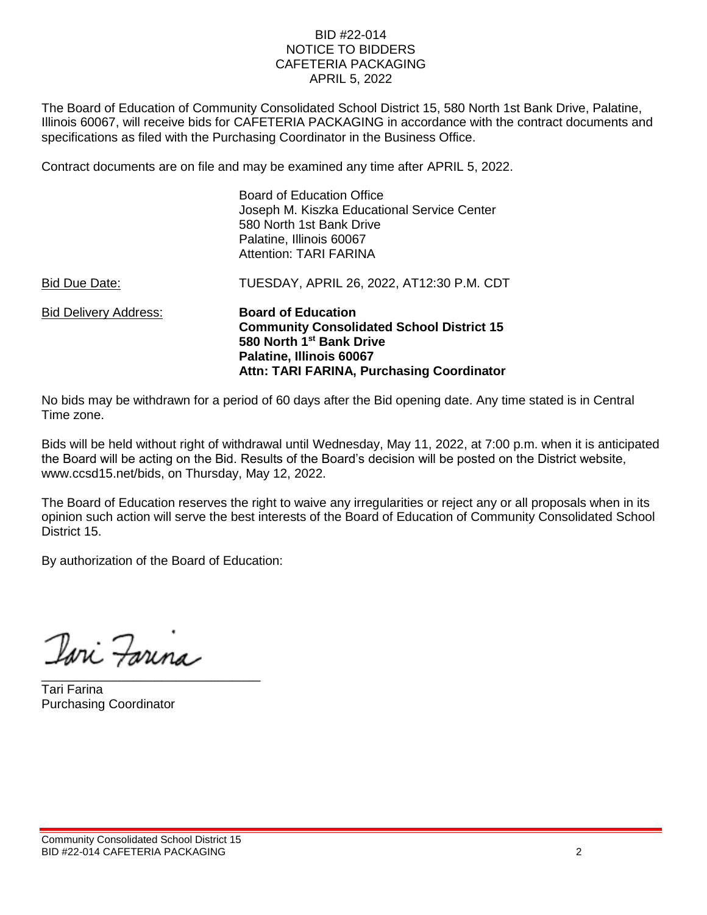BID #22-014
NOTICE TO BIDDERS
CAFETERIA PACKAGING
APRIL 5, 2022

The Board of Education of Community Consolidated School District 15, 580 North 1st Bank Drive, Palatine, Illinois 60067, will receive bids for CAFETERIA PACKAGING in accordance with the contract documents and specifications as filed with the Purchasing Coordinator in the Business Office.

Contract documents are on file and may be examined any time after APRIL 5, 2022.

Board of Education Office
Joseph M. Kiszka Educational Service Center
580 North 1st Bank Drive
Palatine, Illinois 60067
Attention: TARI FARINA

Bid Due Date: TUESDAY, APRIL 26, 2022, AT12:30 P.M. CDT

Bid Delivery Address: **Board of Education**
**Community Consolidated School District 15**
**580 North 1st Bank Drive**
**Palatine, Illinois 60067**
**Attn: TARI FARINA, Purchasing Coordinator**

No bids may be withdrawn for a period of 60 days after the Bid opening date. Any time stated is in Central Time zone.

Bids will be held without right of withdrawal until Wednesday, May 11, 2022, at 7:00 p.m. when it is anticipated the Board will be acting on the Bid. Results of the Board's decision will be posted on the District website, www.ccsd15.net/bids, on Thursday, May 12, 2022.

The Board of Education reserves the right to waive any irregularities or reject any or all proposals when in its opinion such action will serve the best interests of the Board of Education of Community Consolidated School District 15.

By authorization of the Board of Education:

Tari Farina
Purchasing Coordinator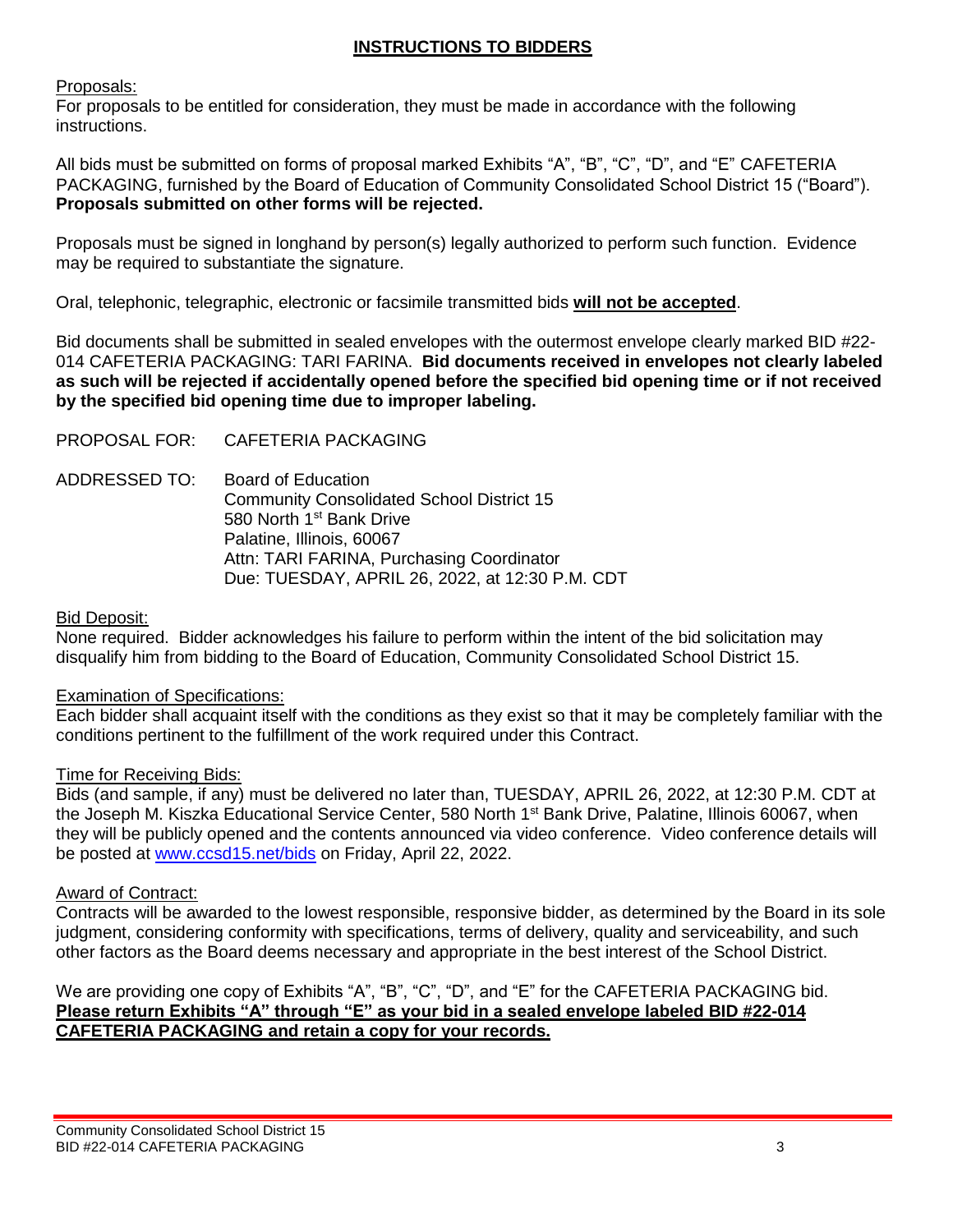# INSTRUCTIONS TO BIDDERS

Proposals:

For proposals to be entitled for consideration, they must be made in accordance with the following instructions.

All bids must be submitted on forms of proposal marked Exhibits "A", "B", "C", "D", and "E" CAFETERIA PACKAGING, furnished by the Board of Education of Community Consolidated School District 15 ("Board"). **Proposals submitted on other forms will be rejected.**

Proposals must be signed in longhand by person(s) legally authorized to perform such function. Evidence may be required to substantiate the signature.

Oral, telephonic, telegraphic, electronic or facsimile transmitted bids **will not be accepted**.

Bid documents shall be submitted in sealed envelopes with the outermost envelope clearly marked BID #22-014 CAFETERIA PACKAGING: TARI FARINA. **Bid documents received in envelopes not clearly labeled as such will be rejected if accidentally opened before the specified bid opening time or if not received by the specified bid opening time due to improper labeling.**

PROPOSAL FOR: CAFETERIA PACKAGING

ADDRESSED TO: Board of Education
Community Consolidated School District 15
580 North 1st Bank Drive
Palatine, Illinois, 60067
Attn: TARI FARINA, Purchasing Coordinator
Due: TUESDAY, APRIL 26, 2022, at 12:30 P.M. CDT

Bid Deposit:

None required. Bidder acknowledges his failure to perform within the intent of the bid solicitation may disqualify him from bidding to the Board of Education, Community Consolidated School District 15.

Examination of Specifications:

Each bidder shall acquaint itself with the conditions as they exist so that it may be completely familiar with the conditions pertinent to the fulfillment of the work required under this Contract.

Time for Receiving Bids:

Bids (and sample, if any) must be delivered no later than, TUESDAY, APRIL 26, 2022, at 12:30 P.M. CDT at the Joseph M. Kiszka Educational Service Center, 580 North 1st Bank Drive, Palatine, Illinois 60067, when they will be publicly opened and the contents announced via video conference. Video conference details will be posted at www.ccsd15.net/bids on Friday, April 22, 2022.

Award of Contract:

Contracts will be awarded to the lowest responsible, responsive bidder, as determined by the Board in its sole judgment, considering conformity with specifications, terms of delivery, quality and serviceability, and such other factors as the Board deems necessary and appropriate in the best interest of the School District.

We are providing one copy of Exhibits "A", "B", "C", "D", and "E" for the CAFETERIA PACKAGING bid. **Please return Exhibits "A" through "E" as your bid in a sealed envelope labeled BID #22-014 CAFETERIA PACKAGING and retain a copy for your records.**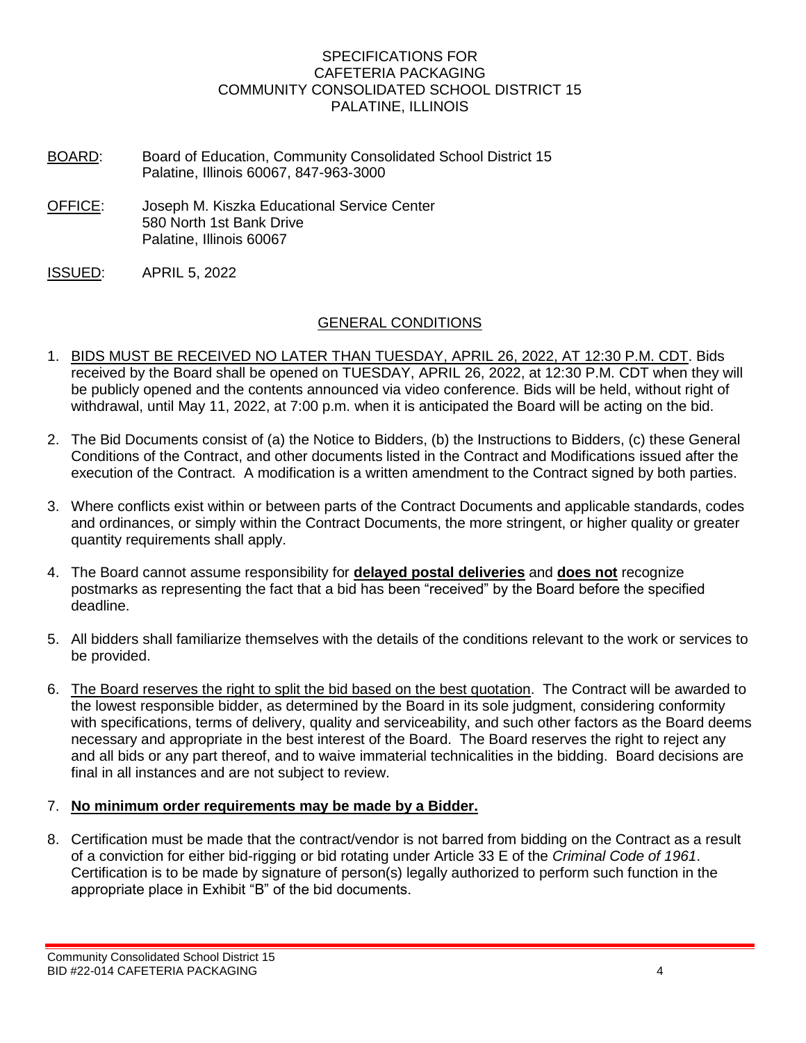# SPECIFICATIONS FOR CAFETERIA PACKAGING COMMUNITY CONSOLIDATED SCHOOL DISTRICT 15 PALATINE, ILLINOIS

BOARD: Board of Education, Community Consolidated School District 15
Palatine, Illinois 60067, 847-963-3000

OFFICE: Joseph M. Kiszka Educational Service Center
580 North 1st Bank Drive
Palatine, Illinois 60067

ISSUED: APRIL 5, 2022

## GENERAL CONDITIONS

1. BIDS MUST BE RECEIVED NO LATER THAN TUESDAY, APRIL 26, 2022, AT 12:30 P.M. CDT. Bids received by the Board shall be opened on TUESDAY, APRIL 26, 2022, at 12:30 P.M. CDT when they will be publicly opened and the contents announced via video conference. Bids will be held, without right of withdrawal, until May 11, 2022, at 7:00 p.m. when it is anticipated the Board will be acting on the bid.

2. The Bid Documents consist of (a) the Notice to Bidders, (b) the Instructions to Bidders, (c) these General Conditions of the Contract, and other documents listed in the Contract and Modifications issued after the execution of the Contract. A modification is a written amendment to the Contract signed by both parties.

3. Where conflicts exist within or between parts of the Contract Documents and applicable standards, codes and ordinances, or simply within the Contract Documents, the more stringent, or higher quality or greater quantity requirements shall apply.

4. The Board cannot assume responsibility for **delayed postal deliveries** and **does not** recognize postmarks as representing the fact that a bid has been "received" by the Board before the specified deadline.

5. All bidders shall familiarize themselves with the details of the conditions relevant to the work or services to be provided.

6. The Board reserves the right to split the bid based on the best quotation. The Contract will be awarded to the lowest responsible bidder, as determined by the Board in its sole judgment, considering conformity with specifications, terms of delivery, quality and serviceability, and such other factors as the Board deems necessary and appropriate in the best interest of the Board. The Board reserves the right to reject any and all bids or any part thereof, and to waive immaterial technicalities in the bidding. Board decisions are final in all instances and are not subject to review.

7. **No minimum order requirements may be made by a Bidder.**

8. Certification must be made that the contract/vendor is not barred from bidding on the Contract as a result of a conviction for either bid-rigging or bid rotating under Article 33 E of the *Criminal Code of 1961*. Certification is to be made by signature of person(s) legally authorized to perform such function in the appropriate place in Exhibit "B" of the bid documents.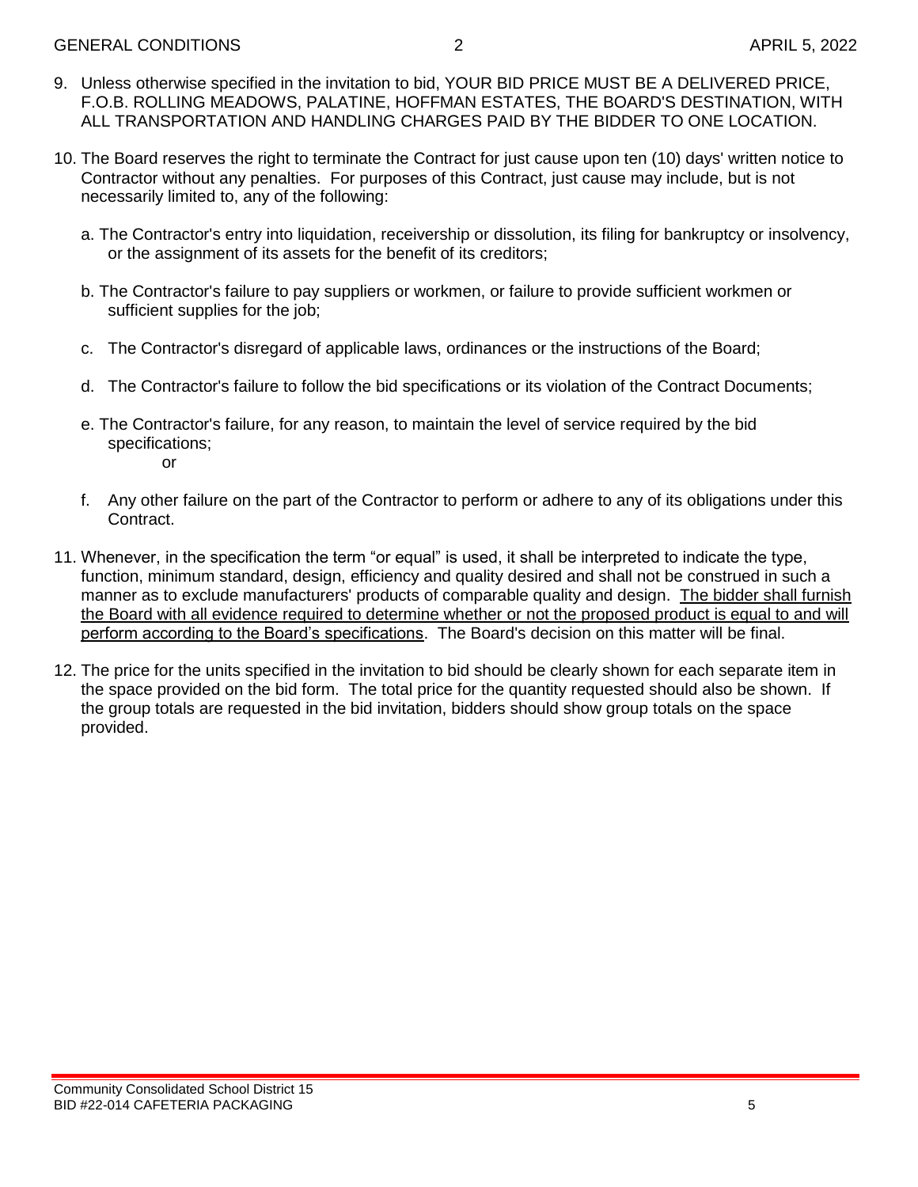9. Unless otherwise specified in the invitation to bid, YOUR BID PRICE MUST BE A DELIVERED PRICE, F.O.B. ROLLING MEADOWS, PALATINE, HOFFMAN ESTATES, THE BOARD'S DESTINATION, WITH ALL TRANSPORTATION AND HANDLING CHARGES PAID BY THE BIDDER TO ONE LOCATION.

10. The Board reserves the right to terminate the Contract for just cause upon ten (10) days' written notice to Contractor without any penalties. For purposes of this Contract, just cause may include, but is not necessarily limited to, any of the following:

    a. The Contractor's entry into liquidation, receivership or dissolution, its filing for bankruptcy or insolvency, or the assignment of its assets for the benefit of its creditors;

    b. The Contractor's failure to pay suppliers or workmen, or failure to provide sufficient workmen or sufficient supplies for the job;

    c. The Contractor's disregard of applicable laws, ordinances or the instructions of the Board;

    d. The Contractor's failure to follow the bid specifications or its violation of the Contract Documents;

    e. The Contractor's failure, for any reason, to maintain the level of service required by the bid specifications;
    or

    f. Any other failure on the part of the Contractor to perform or adhere to any of its obligations under this Contract.

11. Whenever, in the specification the term "or equal" is used, it shall be interpreted to indicate the type, function, minimum standard, design, efficiency and quality desired and shall not be construed in such a manner as to exclude manufacturers' products of comparable quality and design. <u>The bidder shall furnish the Board with all evidence required to determine whether or not the proposed product is equal to and will perform according to the Board's specifications</u>. The Board's decision on this matter will be final.

12. The price for the units specified in the invitation to bid should be clearly shown for each separate item in the space provided on the bid form. The total price for the quantity requested should also be shown. If the group totals are requested in the bid invitation, bidders should show group totals on the space provided.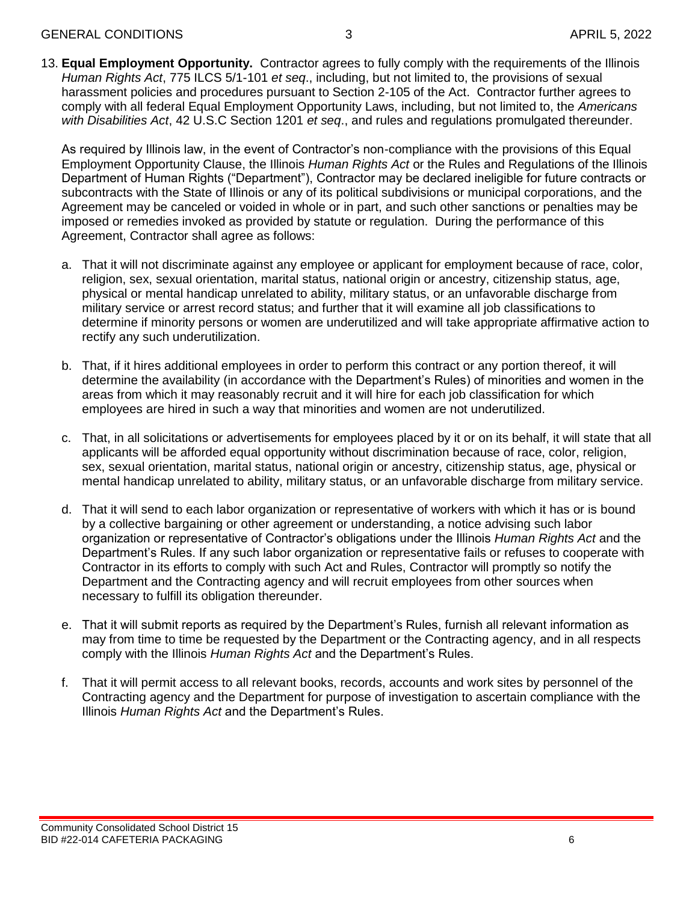13. **Equal Employment Opportunity.** Contractor agrees to fully comply with the requirements of the Illinois *Human Rights Act*, 775 ILCS 5/1-101 *et seq*., including, but not limited to, the provisions of sexual harassment policies and procedures pursuant to Section 2-105 of the Act. Contractor further agrees to comply with all federal Equal Employment Opportunity Laws, including, but not limited to, the *Americans with Disabilities Act*, 42 U.S.C Section 1201 *et seq*., and rules and regulations promulgated thereunder.

   As required by Illinois law, in the event of Contractor's non-compliance with the provisions of this Equal Employment Opportunity Clause, the Illinois *Human Rights Act* or the Rules and Regulations of the Illinois Department of Human Rights ("Department"), Contractor may be declared ineligible for future contracts or subcontracts with the State of Illinois or any of its political subdivisions or municipal corporations, and the Agreement may be canceled or voided in whole or in part, and such other sanctions or penalties may be imposed or remedies invoked as provided by statute or regulation. During the performance of this Agreement, Contractor shall agree as follows:

   a. That it will not discriminate against any employee or applicant for employment because of race, color, religion, sex, sexual orientation, marital status, national origin or ancestry, citizenship status, age, physical or mental handicap unrelated to ability, military status, or an unfavorable discharge from military service or arrest record status; and further that it will examine all job classifications to determine if minority persons or women are underutilized and will take appropriate affirmative action to rectify any such underutilization.

   b. That, if it hires additional employees in order to perform this contract or any portion thereof, it will determine the availability (in accordance with the Department's Rules) of minorities and women in the areas from which it may reasonably recruit and it will hire for each job classification for which employees are hired in such a way that minorities and women are not underutilized.

   c. That, in all solicitations or advertisements for employees placed by it or on its behalf, it will state that all applicants will be afforded equal opportunity without discrimination because of race, color, religion, sex, sexual orientation, marital status, national origin or ancestry, citizenship status, age, physical or mental handicap unrelated to ability, military status, or an unfavorable discharge from military service.

   d. That it will send to each labor organization or representative of workers with which it has or is bound by a collective bargaining or other agreement or understanding, a notice advising such labor organization or representative of Contractor's obligations under the Illinois *Human Rights Act* and the Department's Rules. If any such labor organization or representative fails or refuses to cooperate with Contractor in its efforts to comply with such Act and Rules, Contractor will promptly so notify the Department and the Contracting agency and will recruit employees from other sources when necessary to fulfill its obligation thereunder.

   e. That it will submit reports as required by the Department's Rules, furnish all relevant information as may from time to time be requested by the Department or the Contracting agency, and in all respects comply with the Illinois *Human Rights Act* and the Department's Rules.

   f. That it will permit access to all relevant books, records, accounts and work sites by personnel of the Contracting agency and the Department for purpose of investigation to ascertain compliance with the Illinois *Human Rights Act* and the Department's Rules.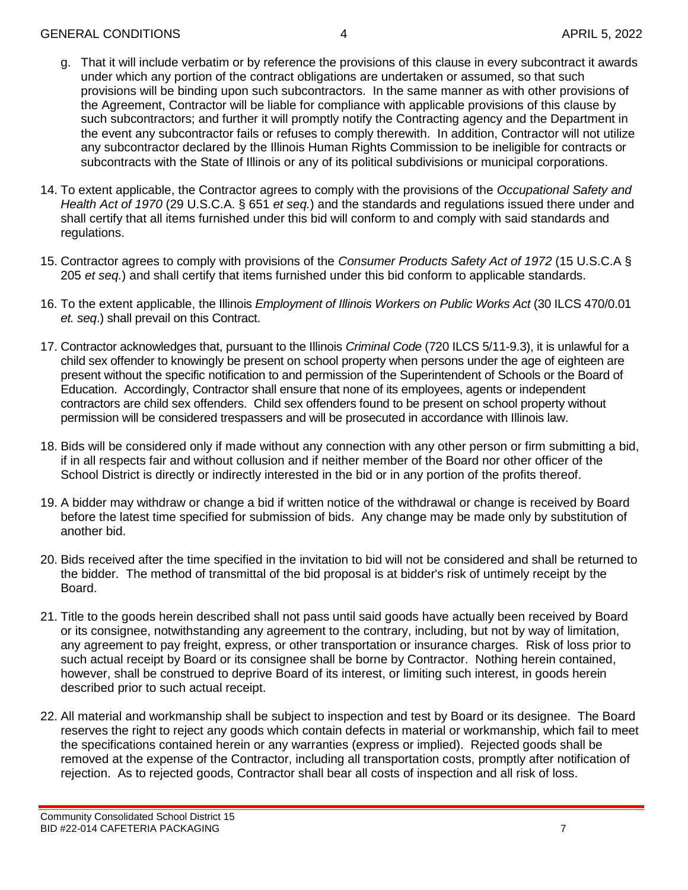g. That it will include verbatim or by reference the provisions of this clause in every subcontract it awards under which any portion of the contract obligations are undertaken or assumed, so that such provisions will be binding upon such subcontractors. In the same manner as with other provisions of the Agreement, Contractor will be liable for compliance with applicable provisions of this clause by such subcontractors; and further it will promptly notify the Contracting agency and the Department in the event any subcontractor fails or refuses to comply therewith. In addition, Contractor will not utilize any subcontractor declared by the Illinois Human Rights Commission to be ineligible for contracts or subcontracts with the State of Illinois or any of its political subdivisions or municipal corporations.

14. To extent applicable, the Contractor agrees to comply with the provisions of the *Occupational Safety and Health Act of 1970* (29 U.S.C.A. § 651 *et seq.*) and the standards and regulations issued there under and shall certify that all items furnished under this bid will conform to and comply with said standards and regulations.

15. Contractor agrees to comply with provisions of the *Consumer Products Safety Act of 1972* (15 U.S.C.A § 205 *et seq.*) and shall certify that items furnished under this bid conform to applicable standards.

16. To the extent applicable, the Illinois *Employment of Illinois Workers on Public Works Act* (30 ILCS 470/0.01 *et. seq*.) shall prevail on this Contract.

17. Contractor acknowledges that, pursuant to the Illinois *Criminal Code* (720 ILCS 5/11-9.3), it is unlawful for a child sex offender to knowingly be present on school property when persons under the age of eighteen are present without the specific notification to and permission of the Superintendent of Schools or the Board of Education. Accordingly, Contractor shall ensure that none of its employees, agents or independent contractors are child sex offenders. Child sex offenders found to be present on school property without permission will be considered trespassers and will be prosecuted in accordance with Illinois law.

18. Bids will be considered only if made without any connection with any other person or firm submitting a bid, if in all respects fair and without collusion and if neither member of the Board nor other officer of the School District is directly or indirectly interested in the bid or in any portion of the profits thereof.

19. A bidder may withdraw or change a bid if written notice of the withdrawal or change is received by Board before the latest time specified for submission of bids. Any change may be made only by substitution of another bid.

20. Bids received after the time specified in the invitation to bid will not be considered and shall be returned to the bidder. The method of transmittal of the bid proposal is at bidder's risk of untimely receipt by the Board.

21. Title to the goods herein described shall not pass until said goods have actually been received by Board or its consignee, notwithstanding any agreement to the contrary, including, but not by way of limitation, any agreement to pay freight, express, or other transportation or insurance charges. Risk of loss prior to such actual receipt by Board or its consignee shall be borne by Contractor. Nothing herein contained, however, shall be construed to deprive Board of its interest, or limiting such interest, in goods herein described prior to such actual receipt.

22. All material and workmanship shall be subject to inspection and test by Board or its designee. The Board reserves the right to reject any goods which contain defects in material or workmanship, which fail to meet the specifications contained herein or any warranties (express or implied). Rejected goods shall be removed at the expense of the Contractor, including all transportation costs, promptly after notification of rejection. As to rejected goods, Contractor shall bear all costs of inspection and all risk of loss.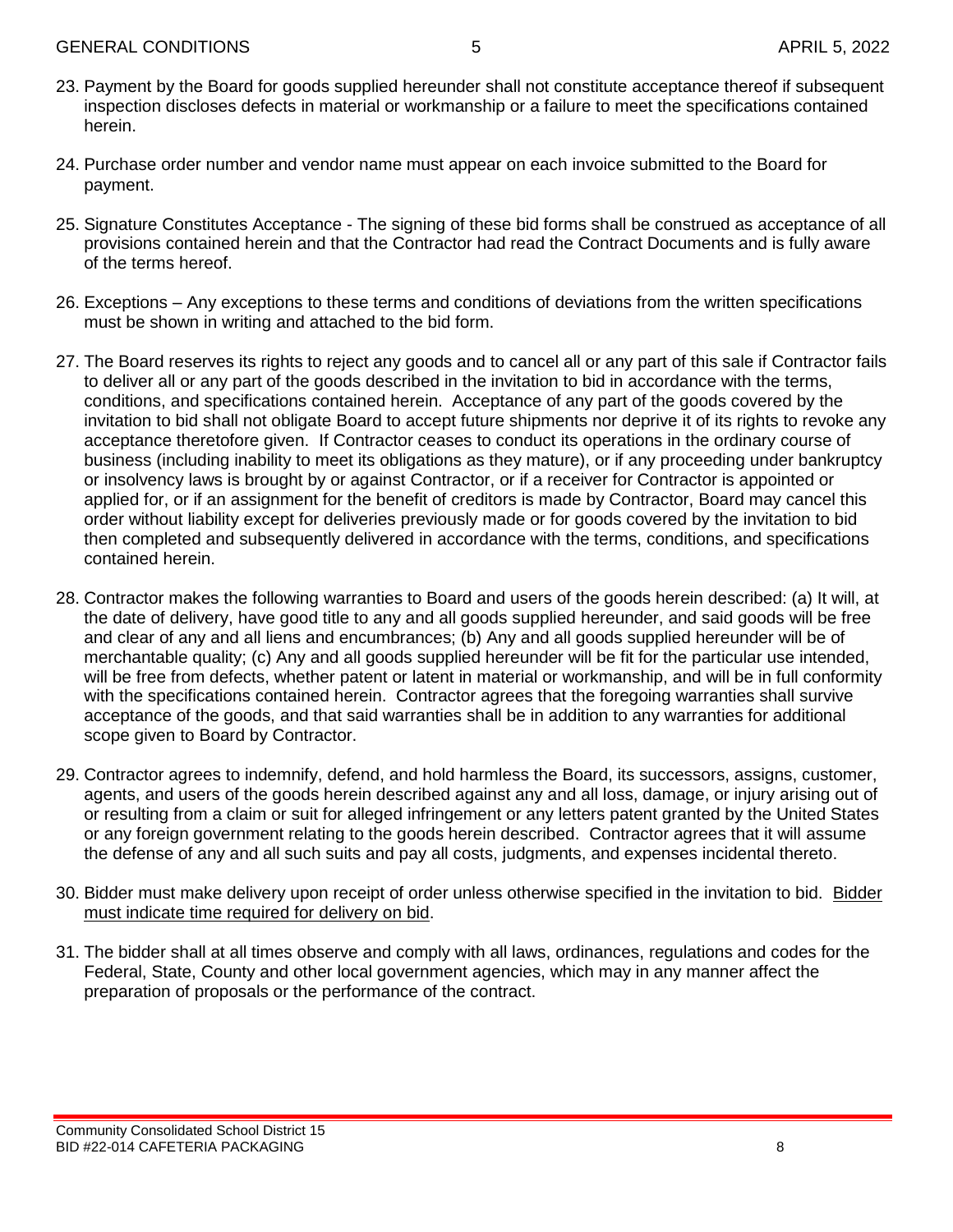23. Payment by the Board for goods supplied hereunder shall not constitute acceptance thereof if subsequent inspection discloses defects in material or workmanship or a failure to meet the specifications contained herein.

24. Purchase order number and vendor name must appear on each invoice submitted to the Board for payment.

25. Signature Constitutes Acceptance - The signing of these bid forms shall be construed as acceptance of all provisions contained herein and that the Contractor had read the Contract Documents and is fully aware of the terms hereof.

26. Exceptions – Any exceptions to these terms and conditions of deviations from the written specifications must be shown in writing and attached to the bid form.

27. The Board reserves its rights to reject any goods and to cancel all or any part of this sale if Contractor fails to deliver all or any part of the goods described in the invitation to bid in accordance with the terms, conditions, and specifications contained herein. Acceptance of any part of the goods covered by the invitation to bid shall not obligate Board to accept future shipments nor deprive it of its rights to revoke any acceptance theretofore given. If Contractor ceases to conduct its operations in the ordinary course of business (including inability to meet its obligations as they mature), or if any proceeding under bankruptcy or insolvency laws is brought by or against Contractor, or if a receiver for Contractor is appointed or applied for, or if an assignment for the benefit of creditors is made by Contractor, Board may cancel this order without liability except for deliveries previously made or for goods covered by the invitation to bid then completed and subsequently delivered in accordance with the terms, conditions, and specifications contained herein.

28. Contractor makes the following warranties to Board and users of the goods herein described: (a) It will, at the date of delivery, have good title to any and all goods supplied hereunder, and said goods will be free and clear of any and all liens and encumbrances; (b) Any and all goods supplied hereunder will be of merchantable quality; (c) Any and all goods supplied hereunder will be fit for the particular use intended, will be free from defects, whether patent or latent in material or workmanship, and will be in full conformity with the specifications contained herein. Contractor agrees that the foregoing warranties shall survive acceptance of the goods, and that said warranties shall be in addition to any warranties for additional scope given to Board by Contractor.

29. Contractor agrees to indemnify, defend, and hold harmless the Board, its successors, assigns, customer, agents, and users of the goods herein described against any and all loss, damage, or injury arising out of or resulting from a claim or suit for alleged infringement or any letters patent granted by the United States or any foreign government relating to the goods herein described. Contractor agrees that it will assume the defense of any and all such suits and pay all costs, judgments, and expenses incidental thereto.

30. Bidder must make delivery upon receipt of order unless otherwise specified in the invitation to bid. Bidder must indicate time required for delivery on bid.

31. The bidder shall at all times observe and comply with all laws, ordinances, regulations and codes for the Federal, State, County and other local government agencies, which may in any manner affect the preparation of proposals or the performance of the contract.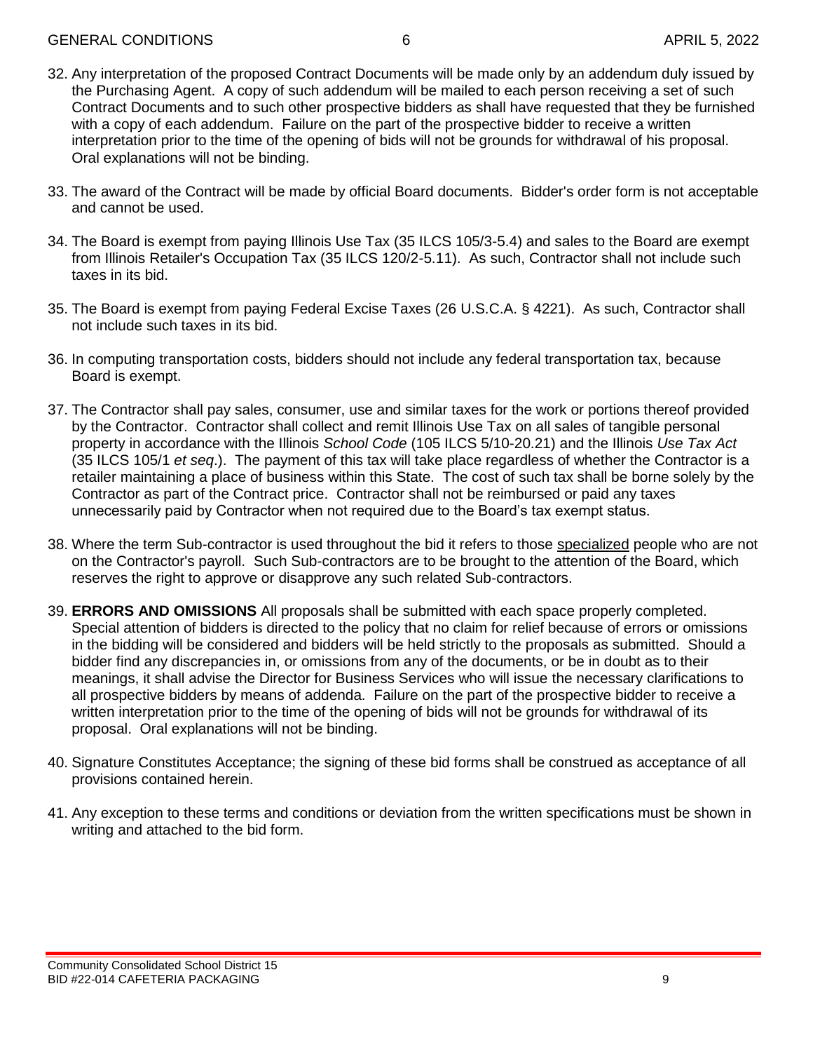32. Any interpretation of the proposed Contract Documents will be made only by an addendum duly issued by the Purchasing Agent. A copy of such addendum will be mailed to each person receiving a set of such Contract Documents and to such other prospective bidders as shall have requested that they be furnished with a copy of each addendum. Failure on the part of the prospective bidder to receive a written interpretation prior to the time of the opening of bids will not be grounds for withdrawal of his proposal. Oral explanations will not be binding.

33. The award of the Contract will be made by official Board documents. Bidder's order form is not acceptable and cannot be used.

34. The Board is exempt from paying Illinois Use Tax (35 ILCS 105/3-5.4) and sales to the Board are exempt from Illinois Retailer's Occupation Tax (35 ILCS 120/2-5.11). As such, Contractor shall not include such taxes in its bid.

35. The Board is exempt from paying Federal Excise Taxes (26 U.S.C.A. § 4221). As such, Contractor shall not include such taxes in its bid.

36. In computing transportation costs, bidders should not include any federal transportation tax, because Board is exempt.

37. The Contractor shall pay sales, consumer, use and similar taxes for the work or portions thereof provided by the Contractor. Contractor shall collect and remit Illinois Use Tax on all sales of tangible personal property in accordance with the Illinois *School Code* (105 ILCS 5/10-20.21) and the Illinois *Use Tax Act* (35 ILCS 105/1 *et seq*.). The payment of this tax will take place regardless of whether the Contractor is a retailer maintaining a place of business within this State. The cost of such tax shall be borne solely by the Contractor as part of the Contract price. Contractor shall not be reimbursed or paid any taxes unnecessarily paid by Contractor when not required due to the Board's tax exempt status.

38. Where the term Sub-contractor is used throughout the bid it refers to those specialized people who are not on the Contractor's payroll. Such Sub-contractors are to be brought to the attention of the Board, which reserves the right to approve or disapprove any such related Sub-contractors.

39. **ERRORS AND OMISSIONS** All proposals shall be submitted with each space properly completed. Special attention of bidders is directed to the policy that no claim for relief because of errors or omissions in the bidding will be considered and bidders will be held strictly to the proposals as submitted. Should a bidder find any discrepancies in, or omissions from any of the documents, or be in doubt as to their meanings, it shall advise the Director for Business Services who will issue the necessary clarifications to all prospective bidders by means of addenda. Failure on the part of the prospective bidder to receive a written interpretation prior to the time of the opening of bids will not be grounds for withdrawal of its proposal. Oral explanations will not be binding.

40. Signature Constitutes Acceptance; the signing of these bid forms shall be construed as acceptance of all provisions contained herein.

41. Any exception to these terms and conditions or deviation from the written specifications must be shown in writing and attached to the bid form.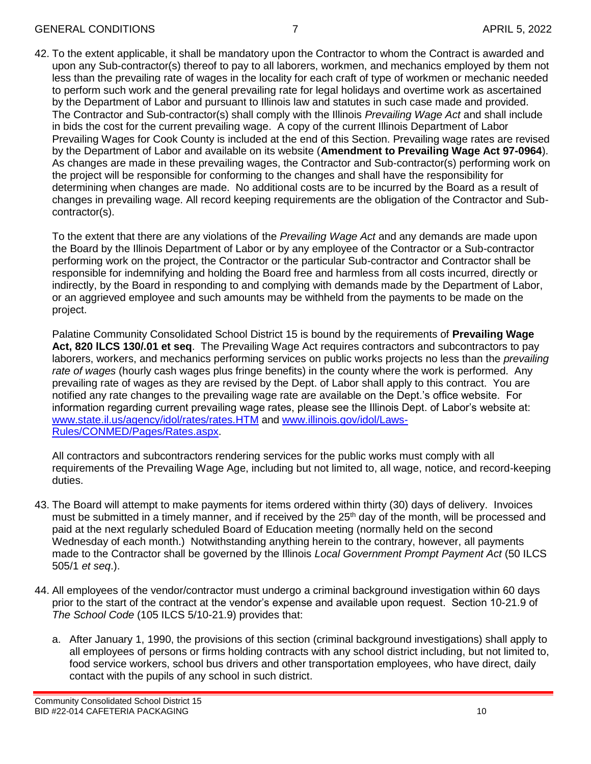42. To the extent applicable, it shall be mandatory upon the Contractor to whom the Contract is awarded and upon any Sub-contractor(s) thereof to pay to all laborers, workmen, and mechanics employed by them not less than the prevailing rate of wages in the locality for each craft of type of workmen or mechanic needed to perform such work and the general prevailing rate for legal holidays and overtime work as ascertained by the Department of Labor and pursuant to Illinois law and statutes in such case made and provided. The Contractor and Sub-contractor(s) shall comply with the Illinois *Prevailing Wage Act* and shall include in bids the cost for the current prevailing wage. A copy of the current Illinois Department of Labor Prevailing Wages for Cook County is included at the end of this Section. Prevailing wage rates are revised by the Department of Labor and available on its website (**Amendment to Prevailing Wage Act 97-0964**). As changes are made in these prevailing wages, the Contractor and Sub-contractor(s) performing work on the project will be responsible for conforming to the changes and shall have the responsibility for determining when changes are made. No additional costs are to be incurred by the Board as a result of changes in prevailing wage. All record keeping requirements are the obligation of the Contractor and Sub-contractor(s).

    To the extent that there are any violations of the *Prevailing Wage Act* and any demands are made upon the Board by the Illinois Department of Labor or by any employee of the Contractor or a Sub-contractor performing work on the project, the Contractor or the particular Sub-contractor and Contractor shall be responsible for indemnifying and holding the Board free and harmless from all costs incurred, directly or indirectly, by the Board in responding to and complying with demands made by the Department of Labor, or an aggrieved employee and such amounts may be withheld from the payments to be made on the project.

    Palatine Community Consolidated School District 15 is bound by the requirements of **Prevailing Wage Act, 820 ILCS 130/.01 et seq**. The Prevailing Wage Act requires contractors and subcontractors to pay laborers, workers, and mechanics performing services on public works projects no less than the *prevailing rate of wages* (hourly cash wages plus fringe benefits) in the county where the work is performed. Any prevailing rate of wages as they are revised by the Dept. of Labor shall apply to this contract. You are notified any rate changes to the prevailing wage rate are available on the Dept.'s office website. For information regarding current prevailing wage rates, please see the Illinois Dept. of Labor's website at: www.state.il.us/agency/idol/rates/rates.HTM and www.illinois.gov/idol/Laws-Rules/CONMED/Pages/Rates.aspx.

    All contractors and subcontractors rendering services for the public works must comply with all requirements of the Prevailing Wage Age, including but not limited to, all wage, notice, and record-keeping duties.

43. The Board will attempt to make payments for items ordered within thirty (30) days of delivery. Invoices must be submitted in a timely manner, and if received by the 25th day of the month, will be processed and paid at the next regularly scheduled Board of Education meeting (normally held on the second Wednesday of each month.) Notwithstanding anything herein to the contrary, however, all payments made to the Contractor shall be governed by the Illinois *Local Government Prompt Payment Act* (50 ILCS 505/1 *et seq*.).

44. All employees of the vendor/contractor must undergo a criminal background investigation within 60 days prior to the start of the contract at the vendor's expense and available upon request. Section 10-21.9 of *The School Code* (105 ILCS 5/10-21.9) provides that:

    a. After January 1, 1990, the provisions of this section (criminal background investigations) shall apply to all employees of persons or firms holding contracts with any school district including, but not limited to, food service workers, school bus drivers and other transportation employees, who have direct, daily contact with the pupils of any school in such district.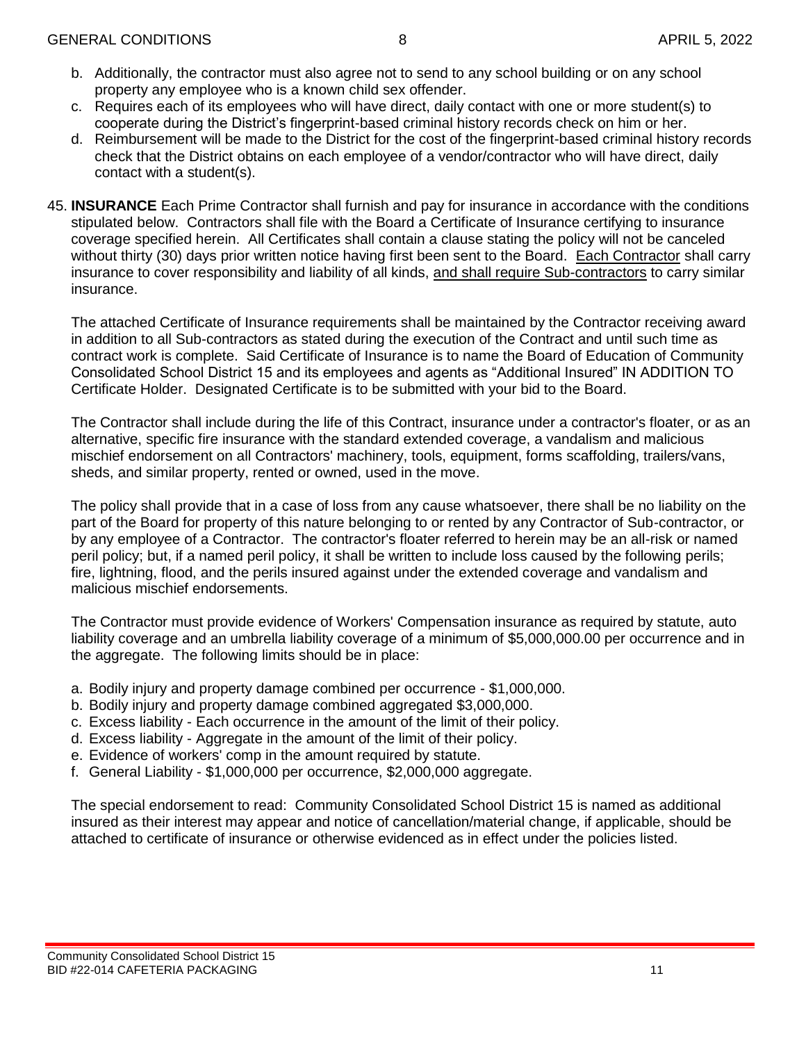b. Additionally, the contractor must also agree not to send to any school building or on any school property any employee who is a known child sex offender.

c. Requires each of its employees who will have direct, daily contact with one or more student(s) to cooperate during the District's fingerprint-based criminal history records check on him or her.

d. Reimbursement will be made to the District for the cost of the fingerprint-based criminal history records check that the District obtains on each employee of a vendor/contractor who will have direct, daily contact with a student(s).

45. **INSURANCE** Each Prime Contractor shall furnish and pay for insurance in accordance with the conditions stipulated below. Contractors shall file with the Board a Certificate of Insurance certifying to insurance coverage specified herein. All Certificates shall contain a clause stating the policy will not be canceled without thirty (30) days prior written notice having first been sent to the Board. Each Contractor shall carry insurance to cover responsibility and liability of all kinds, and shall require Sub-contractors to carry similar insurance.

The attached Certificate of Insurance requirements shall be maintained by the Contractor receiving award in addition to all Sub-contractors as stated during the execution of the Contract and until such time as contract work is complete. Said Certificate of Insurance is to name the Board of Education of Community Consolidated School District 15 and its employees and agents as "Additional Insured" IN ADDITION TO Certificate Holder. Designated Certificate is to be submitted with your bid to the Board.

The Contractor shall include during the life of this Contract, insurance under a contractor's floater, or as an alternative, specific fire insurance with the standard extended coverage, a vandalism and malicious mischief endorsement on all Contractors' machinery, tools, equipment, forms scaffolding, trailers/vans, sheds, and similar property, rented or owned, used in the move.

The policy shall provide that in a case of loss from any cause whatsoever, there shall be no liability on the part of the Board for property of this nature belonging to or rented by any Contractor of Sub-contractor, or by any employee of a Contractor. The contractor's floater referred to herein may be an all-risk or named peril policy; but, if a named peril policy, it shall be written to include loss caused by the following perils; fire, lightning, flood, and the perils insured against under the extended coverage and vandalism and malicious mischief endorsements.

The Contractor must provide evidence of Workers' Compensation insurance as required by statute, auto liability coverage and an umbrella liability coverage of a minimum of $5,000,000.00 per occurrence and in the aggregate. The following limits should be in place:

a. Bodily injury and property damage combined per occurrence - $1,000,000.
b. Bodily injury and property damage combined aggregated $3,000,000.
c. Excess liability - Each occurrence in the amount of the limit of their policy.
d. Excess liability - Aggregate in the amount of the limit of their policy.
e. Evidence of workers' comp in the amount required by statute.
f. General Liability - $1,000,000 per occurrence, $2,000,000 aggregate.

The special endorsement to read: Community Consolidated School District 15 is named as additional insured as their interest may appear and notice of cancellation/material change, if applicable, should be attached to certificate of insurance or otherwise evidenced as in effect under the policies listed.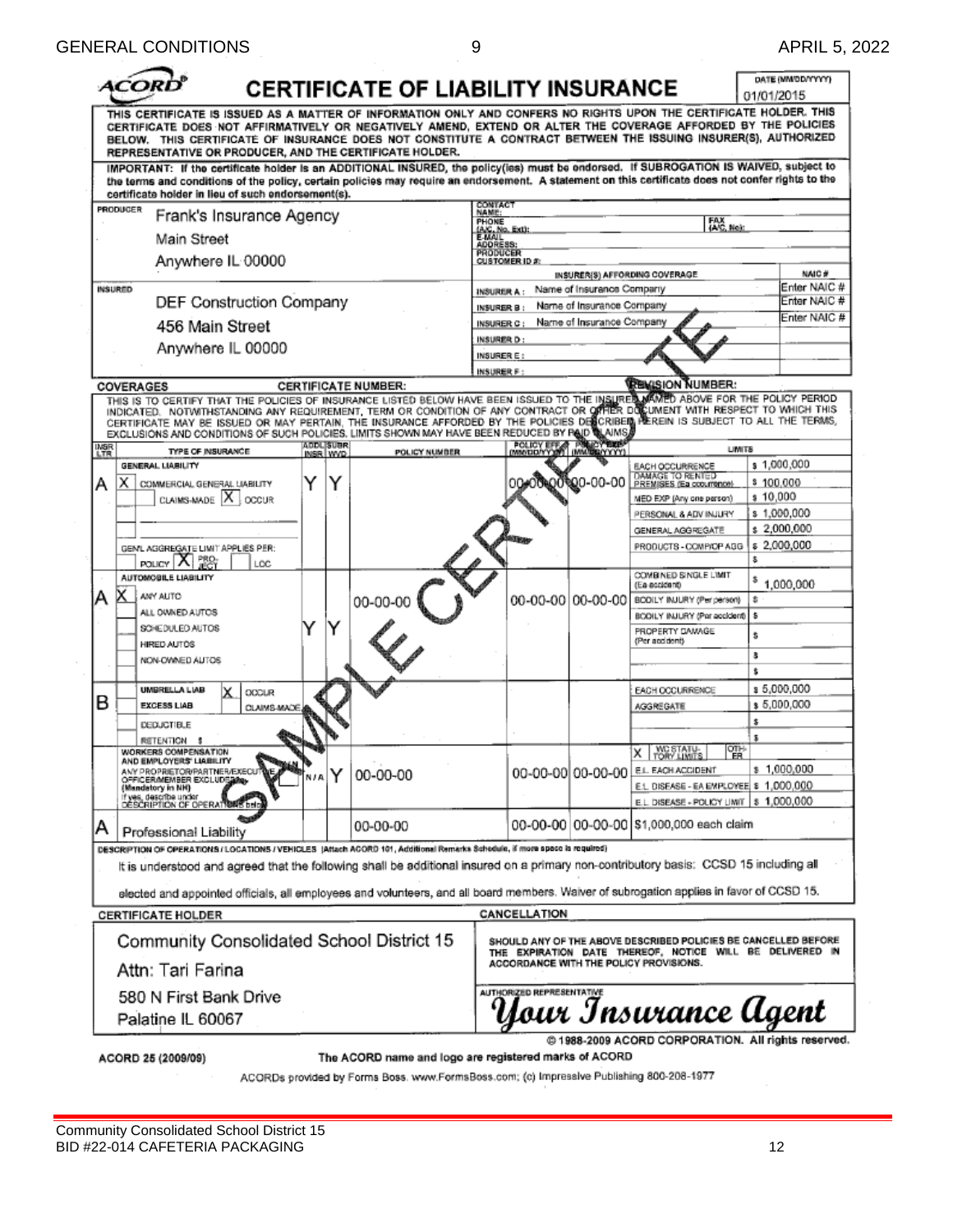# CERTIFICATE OF LIABILITY INSURANCE

ACORD

DATE (MM/DD/YYYY) 01/01/2015

THIS CERTIFICATE IS ISSUED AS A MATTER OF INFORMATION ONLY AND CONFERS NO RIGHTS UPON THE CERTIFICATE HOLDER. THIS CERTIFICATE DOES NOT AFFIRMATIVELY OR NEGATIVELY AMEND, EXTEND OR ALTER THE COVERAGE AFFORDED BY THE POLICIES BELOW. THIS CERTIFICATE OF INSURANCE DOES NOT CONSTITUTE A CONTRACT BETWEEN THE ISSUING INSURER(S), AUTHORIZED REPRESENTATIVE OR PRODUCER, AND THE CERTIFICATE HOLDER.

IMPORTANT: If the certificate holder is an ADDITIONAL INSURED, the policy(ies) must be endorsed. If SUBROGATION IS WAIVED, subject to the terms and conditions of the policy, certain policies may require an endorsement. A statement on this certificate does not confer rights to the certificate holder in lieu of such endorsement(s).

| | | |
|---|---|---|
| PRODUCER: Frank's Insurance Agency, Main Street, Anywhere IL 00000 | CONTACT NAME: / PHONE (A/C, No, Ext): / FAX (A/C, No): / E-MAIL ADDRESS: / PRODUCER CUSTOMER ID #: | |
| | **INSURER(S) AFFORDING COVERAGE** | **NAIC #** |
| INSURED: DEF Construction Company, 456 Main Street, Anywhere IL 00000 | INSURER A: Name of Insurance Company | Enter NAIC # |
| | INSURER B: Name of Insurance Company | Enter NAIC # |
| | INSURER C: Name of Insurance Company | Enter NAIC # |
| | INSURER D: | |
| | INSURER E: | |
| | INSURER F: | |

**COVERAGES** — CERTIFICATE NUMBER: — REVISION NUMBER:

THIS IS TO CERTIFY THAT THE POLICIES OF INSURANCE LISTED BELOW HAVE BEEN ISSUED TO THE INSURED NAMED ABOVE FOR THE POLICY PERIOD INDICATED. NOTWITHSTANDING ANY REQUIREMENT, TERM OR CONDITION OF ANY CONTRACT OR OTHER DOCUMENT WITH RESPECT TO WHICH THIS CERTIFICATE MAY BE ISSUED OR MAY PERTAIN, THE INSURANCE AFFORDED BY THE POLICIES DESCRIBED HEREIN IS SUBJECT TO ALL THE TERMS, EXCLUSIONS AND CONDITIONS OF SUCH POLICIES. LIMITS SHOWN MAY HAVE BEEN REDUCED BY PAID CLAIMS.

| INSR LTR | TYPE OF INSURANCE | ADDL INSR | SUBR WVD | POLICY NUMBER | POLICY EFF (MM/DD/YYYY) | POLICY EXP (MM/DD/YYYY) | LIMITS | |
|---|---|---|---|---|---|---|---|---|
| A | GENERAL LIABILITY: X COMMERCIAL GENERAL LIABILITY; CLAIMS-MADE X OCCUR; GEN'L AGGREGATE LIMIT APPLIES PER: POLICY X PROJECT LOC | Y | Y | | 00-00-00 | 00-00-00 | EACH OCCURRENCE | $ 1,000,000 |
| | | | | | | | DAMAGE TO RENTED PREMISES (Ea occurrence) | $ 100,000 |
| | | | | | | | MED EXP (Any one person) | $ 10,000 |
| | | | | | | | PERSONAL & ADV INJURY | $ 1,000,000 |
| | | | | | | | GENERAL AGGREGATE | $ 2,000,000 |
| | | | | | | | PRODUCTS - COMP/OP AGG | $ 2,000,000 |
| A | AUTOMOBILE LIABILITY: X ANY AUTO; ALL OWNED AUTOS; SCHEDULED AUTOS; HIRED AUTOS; NON-OWNED AUTOS | Y | Y | 00-00-00 | 00-00-00 | 00-00-00 | COMBINED SINGLE LIMIT (Ea accident) | $ 1,000,000 |
| | | | | | | | BODILY INJURY (Per person) | $ |
| | | | | | | | BODILY INJURY (Per accident) | $ |
| | | | | | | | PROPERTY DAMAGE (Per accident) | $ |
| B | UMBRELLA LIAB X OCCUR; EXCESS LIAB CLAIMS-MADE; DEDUCTIBLE; RETENTION $ | | | | | | EACH OCCURRENCE | $ 5,000,000 |
| | | | | | | | AGGREGATE | $ 5,000,000 |
| | WORKERS COMPENSATION AND EMPLOYERS' LIABILITY Y/N; ANY PROPRIETOR/PARTNER/EXECUTIVE OFFICER/MEMBER EXCLUDED? (Mandatory in NH); If yes, describe under DESCRIPTION OF OPERATIONS below | N/A | Y | 00-00-00 | 00-00-00 | 00-00-00 | X WC STATUTORY LIMITS / OTHER | |
| | | | | | | | E.L. EACH ACCIDENT | $ 1,000,000 |
| | | | | | | | E.L. DISEASE - EA EMPLOYEE | $ 1,000,000 |
| | | | | | | | E.L. DISEASE - POLICY LIMIT | $ 1,000,000 |
| A | Professional Liability | | | 00-00-00 | 00-00-00 | 00-00-00 | $1,000,000 each claim | |

DESCRIPTION OF OPERATIONS / LOCATIONS / VEHICLES (Attach ACORD 101, Additional Remarks Schedule, if more space is required)

It is understood and agreed that the following shall be additional insured on a primary non-contributory basis: CCSD 15 including all elected and appointed officials, all employees and volunteers, and all board members. Waiver of subrogation applies in favor of CCSD 15.

| CERTIFICATE HOLDER | CANCELLATION |
|---|---|
| Community Consolidated School District 15<br>Attn: Tari Farina<br>580 N First Bank Drive<br>Palatine IL 60067 | SHOULD ANY OF THE ABOVE DESCRIBED POLICIES BE CANCELLED BEFORE THE EXPIRATION DATE THEREOF, NOTICE WILL BE DELIVERED IN ACCORDANCE WITH THE POLICY PROVISIONS.<br><br>AUTHORIZED REPRESENTATIVE: *Your Insurance Agent* |

© 1988-2009 ACORD CORPORATION. All rights reserved.

ACORD 25 (2009/09) The ACORD name and logo are registered marks of ACORD

ACORDs provided by Forms Boss. www.FormsBoss.com; (c) Impressive Publishing 800-208-1977

SAMPLE CERTIFICATE

Community Consolidated School District 15
BID #22-014 CAFETERIA PACKAGING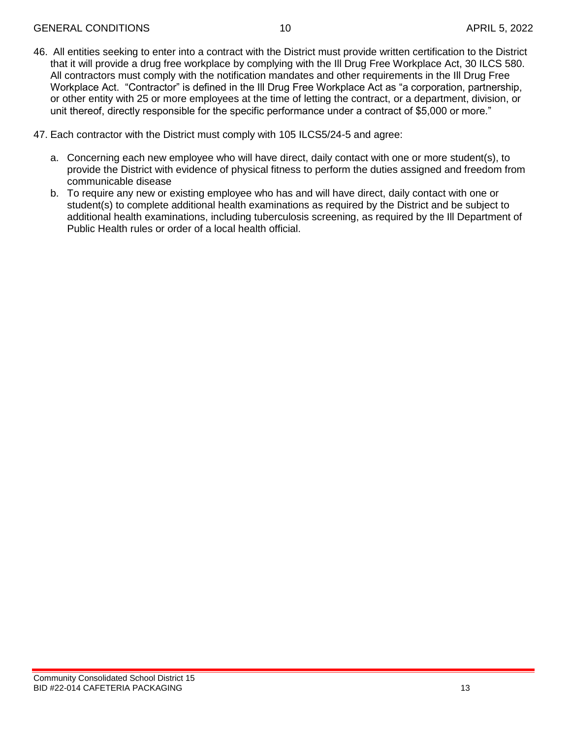46. All entities seeking to enter into a contract with the District must provide written certification to the District that it will provide a drug free workplace by complying with the Ill Drug Free Workplace Act, 30 ILCS 580. All contractors must comply with the notification mandates and other requirements in the Ill Drug Free Workplace Act. "Contractor" is defined in the Ill Drug Free Workplace Act as "a corporation, partnership, or other entity with 25 or more employees at the time of letting the contract, or a department, division, or unit thereof, directly responsible for the specific performance under a contract of $5,000 or more."

47. Each contractor with the District must comply with 105 ILCS5/24-5 and agree:

    a. Concerning each new employee who will have direct, daily contact with one or more student(s), to provide the District with evidence of physical fitness to perform the duties assigned and freedom from communicable disease
    b. To require any new or existing employee who has and will have direct, daily contact with one or student(s) to complete additional health examinations as required by the District and be subject to additional health examinations, including tuberculosis screening, as required by the Ill Department of Public Health rules or order of a local health official.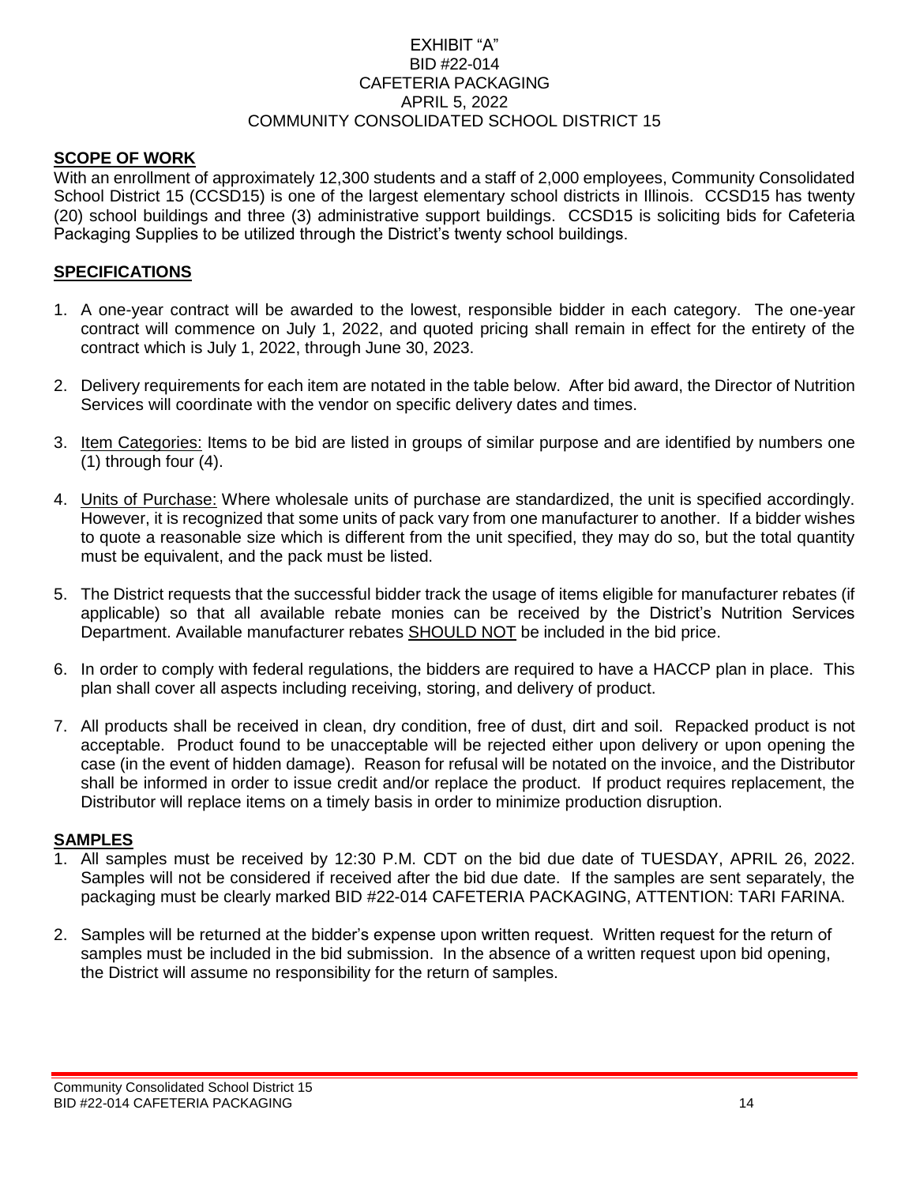EXHIBIT "A"
BID #22-014
CAFETERIA PACKAGING
APRIL 5, 2022
COMMUNITY CONSOLIDATED SCHOOL DISTRICT 15

## SCOPE OF WORK

With an enrollment of approximately 12,300 students and a staff of 2,000 employees, Community Consolidated School District 15 (CCSD15) is one of the largest elementary school districts in Illinois. CCSD15 has twenty (20) school buildings and three (3) administrative support buildings. CCSD15 is soliciting bids for Cafeteria Packaging Supplies to be utilized through the District's twenty school buildings.

## SPECIFICATIONS

1. A one-year contract will be awarded to the lowest, responsible bidder in each category. The one-year contract will commence on July 1, 2022, and quoted pricing shall remain in effect for the entirety of the contract which is July 1, 2022, through June 30, 2023.
2. Delivery requirements for each item are notated in the table below. After bid award, the Director of Nutrition Services will coordinate with the vendor on specific delivery dates and times.
3. Item Categories: Items to be bid are listed in groups of similar purpose and are identified by numbers one (1) through four (4).
4. Units of Purchase: Where wholesale units of purchase are standardized, the unit is specified accordingly. However, it is recognized that some units of pack vary from one manufacturer to another. If a bidder wishes to quote a reasonable size which is different from the unit specified, they may do so, but the total quantity must be equivalent, and the pack must be listed.
5. The District requests that the successful bidder track the usage of items eligible for manufacturer rebates (if applicable) so that all available rebate monies can be received by the District's Nutrition Services Department. Available manufacturer rebates SHOULD NOT be included in the bid price.
6. In order to comply with federal regulations, the bidders are required to have a HACCP plan in place. This plan shall cover all aspects including receiving, storing, and delivery of product.
7. All products shall be received in clean, dry condition, free of dust, dirt and soil. Repacked product is not acceptable. Product found to be unacceptable will be rejected either upon delivery or upon opening the case (in the event of hidden damage). Reason for refusal will be notated on the invoice, and the Distributor shall be informed in order to issue credit and/or replace the product. If product requires replacement, the Distributor will replace items on a timely basis in order to minimize production disruption.

## SAMPLES

1. All samples must be received by 12:30 P.M. CDT on the bid due date of TUESDAY, APRIL 26, 2022. Samples will not be considered if received after the bid due date. If the samples are sent separately, the packaging must be clearly marked BID #22-014 CAFETERIA PACKAGING, ATTENTION: TARI FARINA.
2. Samples will be returned at the bidder's expense upon written request. Written request for the return of samples must be included in the bid submission. In the absence of a written request upon bid opening, the District will assume no responsibility for the return of samples.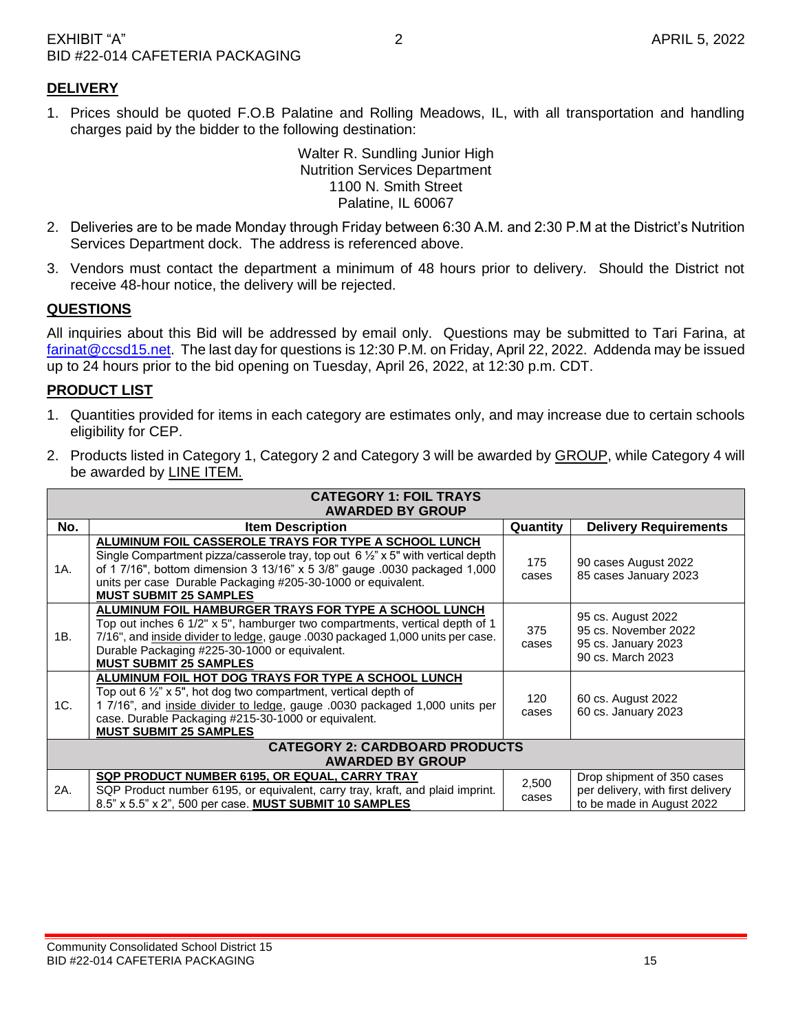## DELIVERY

1. Prices should be quoted F.O.B Palatine and Rolling Meadows, IL, with all transportation and handling charges paid by the bidder to the following destination:

   Walter R. Sundling Junior High
   Nutrition Services Department
   1100 N. Smith Street
   Palatine, IL 60067

2. Deliveries are to be made Monday through Friday between 6:30 A.M. and 2:30 P.M at the District's Nutrition Services Department dock. The address is referenced above.
3. Vendors must contact the department a minimum of 48 hours prior to delivery. Should the District not receive 48-hour notice, the delivery will be rejected.

## QUESTIONS

All inquiries about this Bid will be addressed by email only. Questions may be submitted to Tari Farina, at farinat@ccsd15.net. The last day for questions is 12:30 P.M. on Friday, April 22, 2022. Addenda may be issued up to 24 hours prior to the bid opening on Tuesday, April 26, 2022, at 12:30 p.m. CDT.

## PRODUCT LIST

1. Quantities provided for items in each category are estimates only, and may increase due to certain schools eligibility for CEP.
2. Products listed in Category 1, Category 2 and Category 3 will be awarded by GROUP, while Category 4 will be awarded by LINE ITEM.

| **CATEGORY 1: FOIL TRAYS AWARDED BY GROUP** | | | |
|---|---|---|---|
| **No.** | **Item Description** | **Quantity** | **Delivery Requirements** |
| 1A. | **ALUMINUM FOIL CASSEROLE TRAYS FOR TYPE A SCHOOL LUNCH** Single Compartment pizza/casserole tray, top out 6 ½" x 5" with vertical depth of 1 7/16", bottom dimension 3 13/16" x 5 3/8" gauge .0030 packaged 1,000 units per case Durable Packaging #205-30-1000 or equivalent. **MUST SUBMIT 25 SAMPLES** | 175 cases | 90 cases August 2022<br>85 cases January 2023 |
| 1B. | **ALUMINUM FOIL HAMBURGER TRAYS FOR TYPE A SCHOOL LUNCH** Top out inches 6 1/2" x 5", hamburger two compartments, vertical depth of 1 7/16", and inside divider to ledge, gauge .0030 packaged 1,000 units per case. Durable Packaging #225-30-1000 or equivalent. **MUST SUBMIT 25 SAMPLES** | 375 cases | 95 cs. August 2022<br>95 cs. November 2022<br>95 cs. January 2023<br>90 cs. March 2023 |
| 1C. | **ALUMINUM FOIL HOT DOG TRAYS FOR TYPE A SCHOOL LUNCH** Top out 6 ½" x 5", hot dog two compartment, vertical depth of 1 7/16", and inside divider to ledge, gauge .0030 packaged 1,000 units per case. Durable Packaging #215-30-1000 or equivalent. **MUST SUBMIT 25 SAMPLES** | 120 cases | 60 cs. August 2022<br>60 cs. January 2023 |
| **CATEGORY 2: CARDBOARD PRODUCTS AWARDED BY GROUP** | | | |
| 2A. | **SQP PRODUCT NUMBER 6195, OR EQUAL, CARRY TRAY** SQP Product number 6195, or equivalent, carry tray, kraft, and plaid imprint. 8.5" x 5.5" x 2", 500 per case. **MUST SUBMIT 10 SAMPLES** | 2,500 cases | Drop shipment of 350 cases per delivery, with first delivery to be made in August 2022 |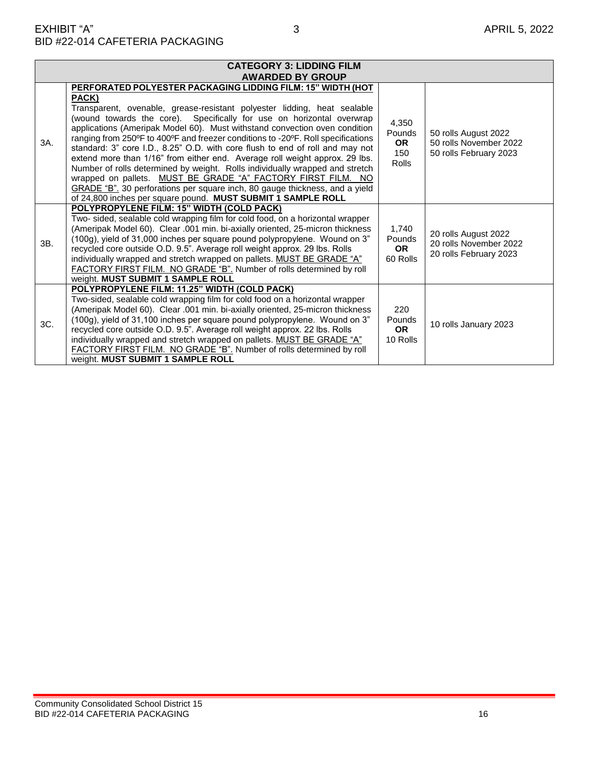| CATEGORY 3: LIDDING FILM<br>AWARDED BY GROUP | | | |
|---|---|---|---|
| 3A. | **PERFORATED POLYESTER PACKAGING LIDDING FILM: 15" WIDTH (HOT PACK)**<br>Transparent, ovenable, grease-resistant polyester lidding, heat sealable (wound towards the core). Specifically for use on horizontal overwrap applications (Ameripak Model 60). Must withstand convection oven condition ranging from 250ºF to 400ºF and freezer conditions to -20ºF. Roll specifications standard: 3" core I.D., 8.25" O.D. with core flush to end of roll and may not extend more than 1/16" from either end. Average roll weight approx. 29 lbs. Number of rolls determined by weight. Rolls individually wrapped and stretch wrapped on pallets. MUST BE GRADE "A" FACTORY FIRST FILM. NO GRADE "B". 30 perforations per square inch, 80 gauge thickness, and a yield of 24,800 inches per square pound. **MUST SUBMIT 1 SAMPLE ROLL** | 4,350 Pounds **OR** 150 Rolls | 50 rolls August 2022<br>50 rolls November 2022<br>50 rolls February 2023 |
| 3B. | **POLYPROPYLENE FILM: 15" WIDTH (COLD PACK)**<br>Two- sided, sealable cold wrapping film for cold food, on a horizontal wrapper (Ameripak Model 60). Clear .001 min. bi-axially oriented, 25-micron thickness (100g), yield of 31,000 inches per square pound polypropylene. Wound on 3" recycled core outside O.D. 9.5". Average roll weight approx. 29 lbs. Rolls individually wrapped and stretch wrapped on pallets. MUST BE GRADE "A" FACTORY FIRST FILM. NO GRADE "B". Number of rolls determined by roll weight. **MUST SUBMIT 1 SAMPLE ROLL** | 1,740 Pounds **OR** 60 Rolls | 20 rolls August 2022<br>20 rolls November 2022<br>20 rolls February 2023 |
| 3C. | **POLYPROPYLENE FILM: 11.25" WIDTH (COLD PACK)**<br>Two-sided, sealable cold wrapping film for cold food on a horizontal wrapper (Ameripak Model 60). Clear .001 min. bi-axially oriented, 25-micron thickness (100g), yield of 31,100 inches per square pound polypropylene. Wound on 3" recycled core outside O.D. 9.5". Average roll weight approx. 22 lbs. Rolls individually wrapped and stretch wrapped on pallets. MUST BE GRADE "A" FACTORY FIRST FILM. NO GRADE "B". Number of rolls determined by roll weight. **MUST SUBMIT 1 SAMPLE ROLL** | 220 Pounds **OR** 10 Rolls | 10 rolls January 2023 |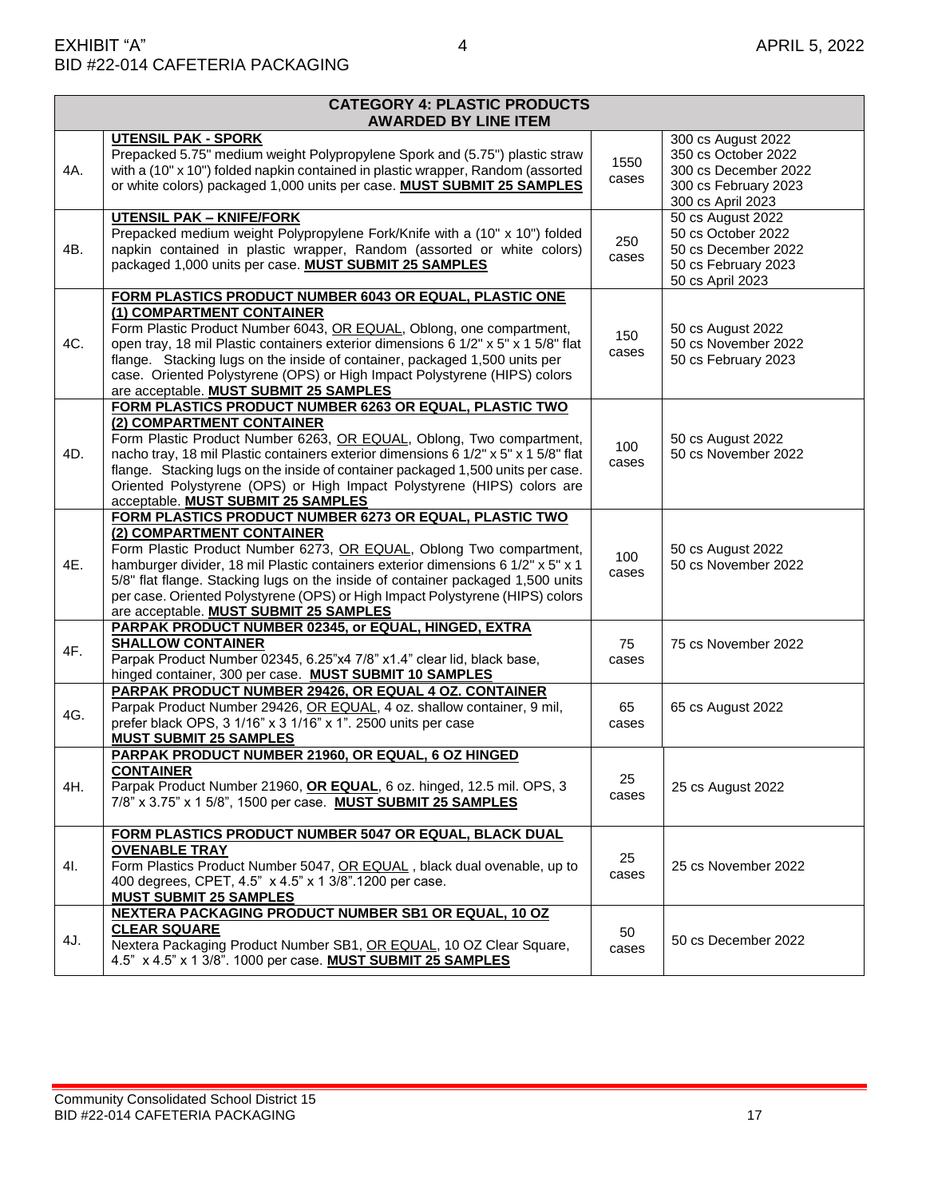| CATEGORY 4: PLASTIC PRODUCTS AWARDED BY LINE ITEM | | | |
|---|---|---|---|
| 4A. | **UTENSIL PAK - SPORK** Prepacked 5.75" medium weight Polypropylene Spork and (5.75") plastic straw with a (10" x 10") folded napkin contained in plastic wrapper, Random (assorted or white colors) packaged 1,000 units per case. **MUST SUBMIT 25 SAMPLES** | 1550 cases | 300 cs August 2022<br>350 cs October 2022<br>300 cs December 2022<br>300 cs February 2023<br>300 cs April 2023 |
| 4B. | **UTENSIL PAK – KNIFE/FORK** Prepacked medium weight Polypropylene Fork/Knife with a (10" x 10") folded napkin contained in plastic wrapper, Random (assorted or white colors) packaged 1,000 units per case. **MUST SUBMIT 25 SAMPLES** | 250 cases | 50 cs August 2022<br>50 cs October 2022<br>50 cs December 2022<br>50 cs February 2023<br>50 cs April 2023 |
| 4C. | **FORM PLASTICS PRODUCT NUMBER 6043 OR EQUAL, PLASTIC ONE (1) COMPARTMENT CONTAINER** Form Plastic Product Number 6043, OR EQUAL, Oblong, one compartment, open tray, 18 mil Plastic containers exterior dimensions 6 1/2" x 5" x 1 5/8" flat flange. Stacking lugs on the inside of container, packaged 1,500 units per case. Oriented Polystyrene (OPS) or High Impact Polystyrene (HIPS) colors are acceptable. **MUST SUBMIT 25 SAMPLES** | 150 cases | 50 cs August 2022<br>50 cs November 2022<br>50 cs February 2023 |
| 4D. | **FORM PLASTICS PRODUCT NUMBER 6263 OR EQUAL, PLASTIC TWO (2) COMPARTMENT CONTAINER** Form Plastic Product Number 6263, OR EQUAL, Oblong, Two compartment, nacho tray, 18 mil Plastic containers exterior dimensions 6 1/2" x 5" x 1 5/8" flat flange. Stacking lugs on the inside of container packaged 1,500 units per case. Oriented Polystyrene (OPS) or High Impact Polystyrene (HIPS) colors are acceptable. **MUST SUBMIT 25 SAMPLES** | 100 cases | 50 cs August 2022<br>50 cs November 2022 |
| 4E. | **FORM PLASTICS PRODUCT NUMBER 6273 OR EQUAL, PLASTIC TWO (2) COMPARTMENT CONTAINER** Form Plastic Product Number 6273, OR EQUAL, Oblong Two compartment, hamburger divider, 18 mil Plastic containers exterior dimensions 6 1/2" x 5" x 1 5/8" flat flange. Stacking lugs on the inside of container packaged 1,500 units per case. Oriented Polystyrene (OPS) or High Impact Polystyrene (HIPS) colors are acceptable. **MUST SUBMIT 25 SAMPLES** | 100 cases | 50 cs August 2022<br>50 cs November 2022 |
| 4F. | **PARPAK PRODUCT NUMBER 02345, or EQUAL, HINGED, EXTRA SHALLOW CONTAINER** Parpak Product Number 02345, 6.25"x4 7/8" x1.4" clear lid, black base, hinged container, 300 per case. **MUST SUBMIT 10 SAMPLES** | 75 cases | 75 cs November 2022 |
| 4G. | **PARPAK PRODUCT NUMBER 29426, OR EQUAL 4 OZ. CONTAINER** Parpak Product Number 29426, OR EQUAL, 4 oz. shallow container, 9 mil, prefer black OPS, 3 1/16" x 3 1/16" x 1". 2500 units per case **MUST SUBMIT 25 SAMPLES** | 65 cases | 65 cs August 2022 |
| 4H. | **PARPAK PRODUCT NUMBER 21960, OR EQUAL, 6 OZ HINGED CONTAINER** Parpak Product Number 21960, **OR EQUAL**, 6 oz. hinged, 12.5 mil. OPS, 3 7/8" x 3.75" x 1 5/8", 1500 per case. **MUST SUBMIT 25 SAMPLES** | 25 cases | 25 cs August 2022 |
| 4I. | **FORM PLASTICS PRODUCT NUMBER 5047 OR EQUAL, BLACK DUAL OVENABLE TRAY** Form Plastics Product Number 5047, OR EQUAL , black dual ovenable, up to 400 degrees, CPET, 4.5" x 4.5" x 1 3/8".1200 per case. **MUST SUBMIT 25 SAMPLES** | 25 cases | 25 cs November 2022 |
| 4J. | **NEXTERA PACKAGING PRODUCT NUMBER SB1 OR EQUAL, 10 OZ CLEAR SQUARE** Nextera Packaging Product Number SB1, OR EQUAL, 10 OZ Clear Square, 4.5" x 4.5" x 1 3/8". 1000 per case. **MUST SUBMIT 25 SAMPLES** | 50 cases | 50 cs December 2022 |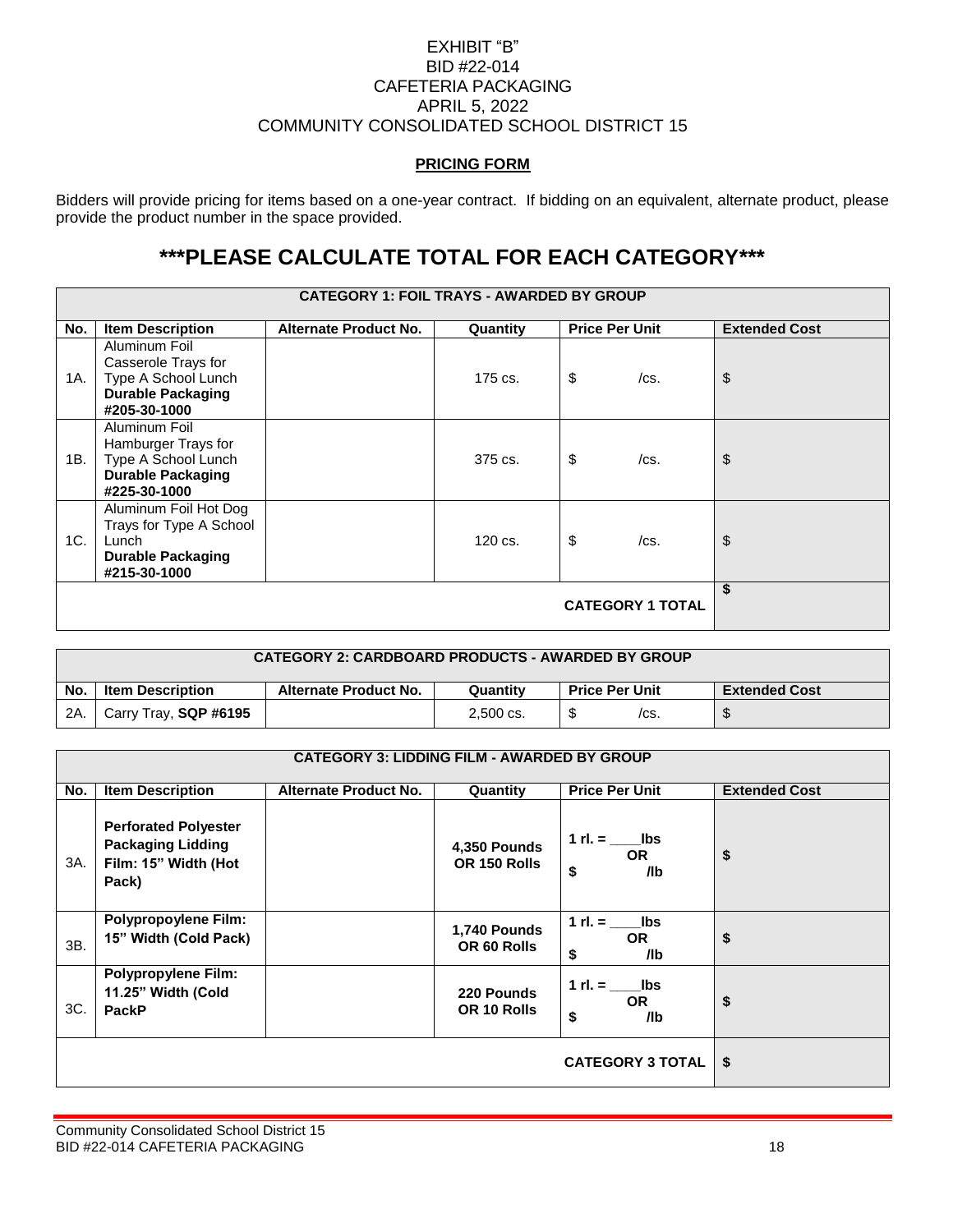EXHIBIT "B"
BID #22-014
CAFETERIA PACKAGING
APRIL 5, 2022
COMMUNITY CONSOLIDATED SCHOOL DISTRICT 15

**PRICING FORM**

Bidders will provide pricing for items based on a one-year contract. If bidding on an equivalent, alternate product, please provide the product number in the space provided.

# ***PLEASE CALCULATE TOTAL FOR EACH CATEGORY***

| **CATEGORY 1: FOIL TRAYS - AWARDED BY GROUP** | | | | | |
|---|---|---|---|---|---|
| **No.** | **Item Description** | **Alternate Product No.** | **Quantity** | **Price Per Unit** | **Extended Cost** |
| 1A. | Aluminum Foil Casserole Trays for Type A School Lunch **Durable Packaging #205-30-1000** | | 175 cs. | $ /cs. | $ |
| 1B. | Aluminum Foil Hamburger Trays for Type A School Lunch **Durable Packaging #225-30-1000** | | 375 cs. | $ /cs. | $ |
| 1C. | Aluminum Foil Hot Dog Trays for Type A School Lunch **Durable Packaging #215-30-1000** | | 120 cs. | $ /cs. | $ |
| | | | | **CATEGORY 1 TOTAL** | **$** |

| **CATEGORY 2: CARDBOARD PRODUCTS - AWARDED BY GROUP** | | | | | |
|---|---|---|---|---|---|
| **No.** | **Item Description** | **Alternate Product No.** | **Quantity** | **Price Per Unit** | **Extended Cost** |
| 2A. | Carry Tray, **SQP #6195** | | 2,500 cs. | $ /cs. | $ |

| **CATEGORY 3: LIDDING FILM - AWARDED BY GROUP** | | | | | |
|---|---|---|---|---|---|
| **No.** | **Item Description** | **Alternate Product No.** | **Quantity** | **Price Per Unit** | **Extended Cost** |
| 3A. | **Perforated Polyester Packaging Lidding Film: 15" Width (Hot Pack)** | | **4,350 Pounds OR 150 Rolls** | **1 rl. = ____lbs OR $ /lb** | **$** |
| 3B. | **Polypropoylene Film: 15" Width (Cold Pack)** | | **1,740 Pounds OR 60 Rolls** | **1 rl. = ____lbs OR $ /lb** | **$** |
| 3C. | **Polypropylene Film: 11.25" Width (Cold PackP** | | **220 Pounds OR 10 Rolls** | **1 rl. = ____lbs OR $ /lb** | **$** |
| | | | | **CATEGORY 3 TOTAL** | **$** |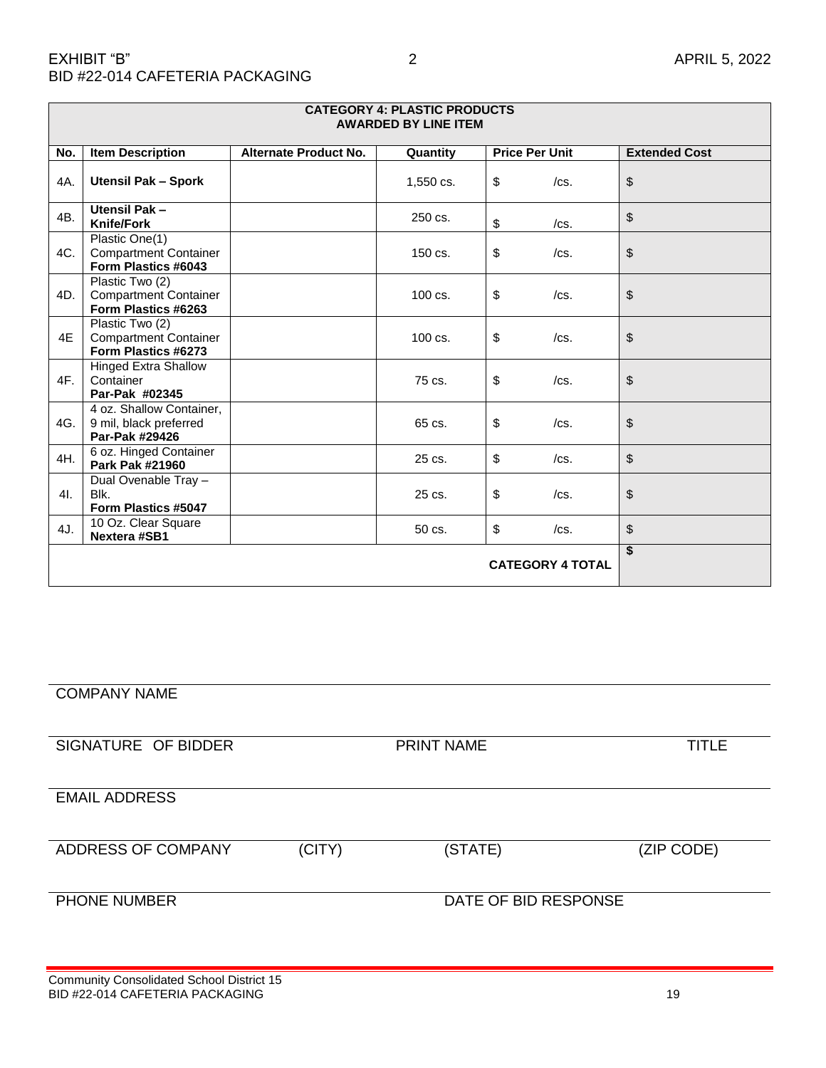EXHIBIT "B"
BID #22-014 CAFETERIA PACKAGING

APRIL 5, 2022

## CATEGORY 4: PLASTIC PRODUCTS
### AWARDED BY LINE ITEM

| No. | Item Description | Alternate Product No. | Quantity | Price Per Unit | Extended Cost |
|---|---|---|---|---|---|
| 4A. | **Utensil Pak – Spork** | | 1,550 cs. | $ /cs. | $ |
| 4B. | **Utensil Pak – Knife/Fork** | | 250 cs. | $ /cs. | $ |
| 4C. | Plastic One(1) Compartment Container **Form Plastics #6043** | | 150 cs. | $ /cs. | $ |
| 4D. | Plastic Two (2) Compartment Container **Form Plastics #6263** | | 100 cs. | $ /cs. | $ |
| 4E | Plastic Two (2) Compartment Container **Form Plastics #6273** | | 100 cs. | $ /cs. | $ |
| 4F. | Hinged Extra Shallow Container **Par-Pak #02345** | | 75 cs. | $ /cs. | $ |
| 4G. | 4 oz. Shallow Container, 9 mil, black preferred **Par-Pak #29426** | | 65 cs. | $ /cs. | $ |
| 4H. | 6 oz. Hinged Container **Park Pak #21960** | | 25 cs. | $ /cs. | $ |
| 4I. | Dual Ovenable Tray – Blk. **Form Plastics #5047** | | 25 cs. | $ /cs. | $ |
| 4J. | 10 Oz. Clear Square **Nextera #SB1** | | 50 cs. | $ /cs. | $ |
| | | | | **CATEGORY 4 TOTAL** | **$** |

COMPANY NAME

SIGNATURE OF BIDDER    PRINT NAME    TITLE

EMAIL ADDRESS

ADDRESS OF COMPANY    (CITY)    (STATE)    (ZIP CODE)

PHONE NUMBER    DATE OF BID RESPONSE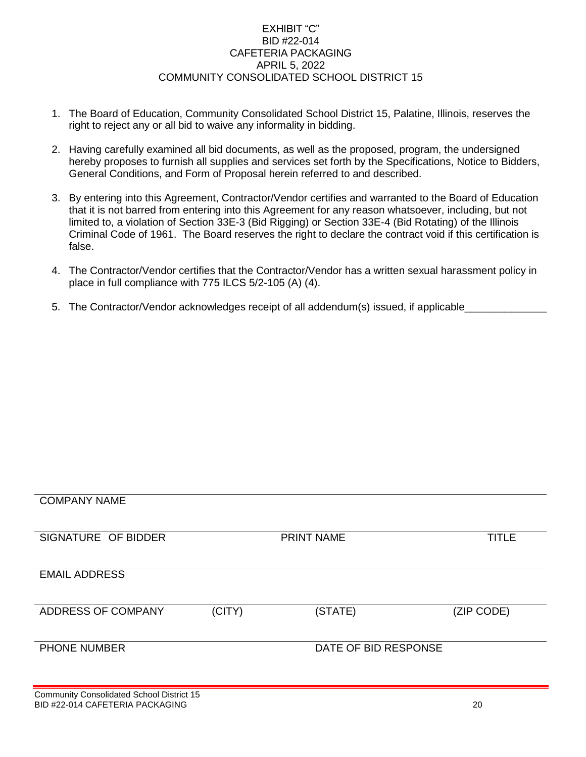EXHIBIT “C”
BID #22-014
CAFETERIA PACKAGING
APRIL 5, 2022
COMMUNITY CONSOLIDATED SCHOOL DISTRICT 15

1. The Board of Education, Community Consolidated School District 15, Palatine, Illinois, reserves the right to reject any or all bid to waive any informality in bidding.

2. Having carefully examined all bid documents, as well as the proposed, program, the undersigned hereby proposes to furnish all supplies and services set forth by the Specifications, Notice to Bidders, General Conditions, and Form of Proposal herein referred to and described.

3. By entering into this Agreement, Contractor/Vendor certifies and warranted to the Board of Education that it is not barred from entering into this Agreement for any reason whatsoever, including, but not limited to, a violation of Section 33E-3 (Bid Rigging) or Section 33E-4 (Bid Rotating) of the Illinois Criminal Code of 1961. The Board reserves the right to declare the contract void if this certification is false.

4. The Contractor/Vendor certifies that the Contractor/Vendor has a written sexual harassment policy in place in full compliance with 775 ILCS 5/2-105 (A) (4).

5. The Contractor/Vendor acknowledges receipt of all addendum(s) issued, if applicable______________

______________________________________________
COMPANY NAME

______________________________________________
SIGNATURE OF BIDDER　　　PRINT NAME　　　TITLE

______________________________________________
EMAIL ADDRESS

______________________________________________
ADDRESS OF COMPANY　　　(CITY)　　　(STATE)　　　(ZIP CODE)

______________________________________________
PHONE NUMBER　　　DATE OF BID RESPONSE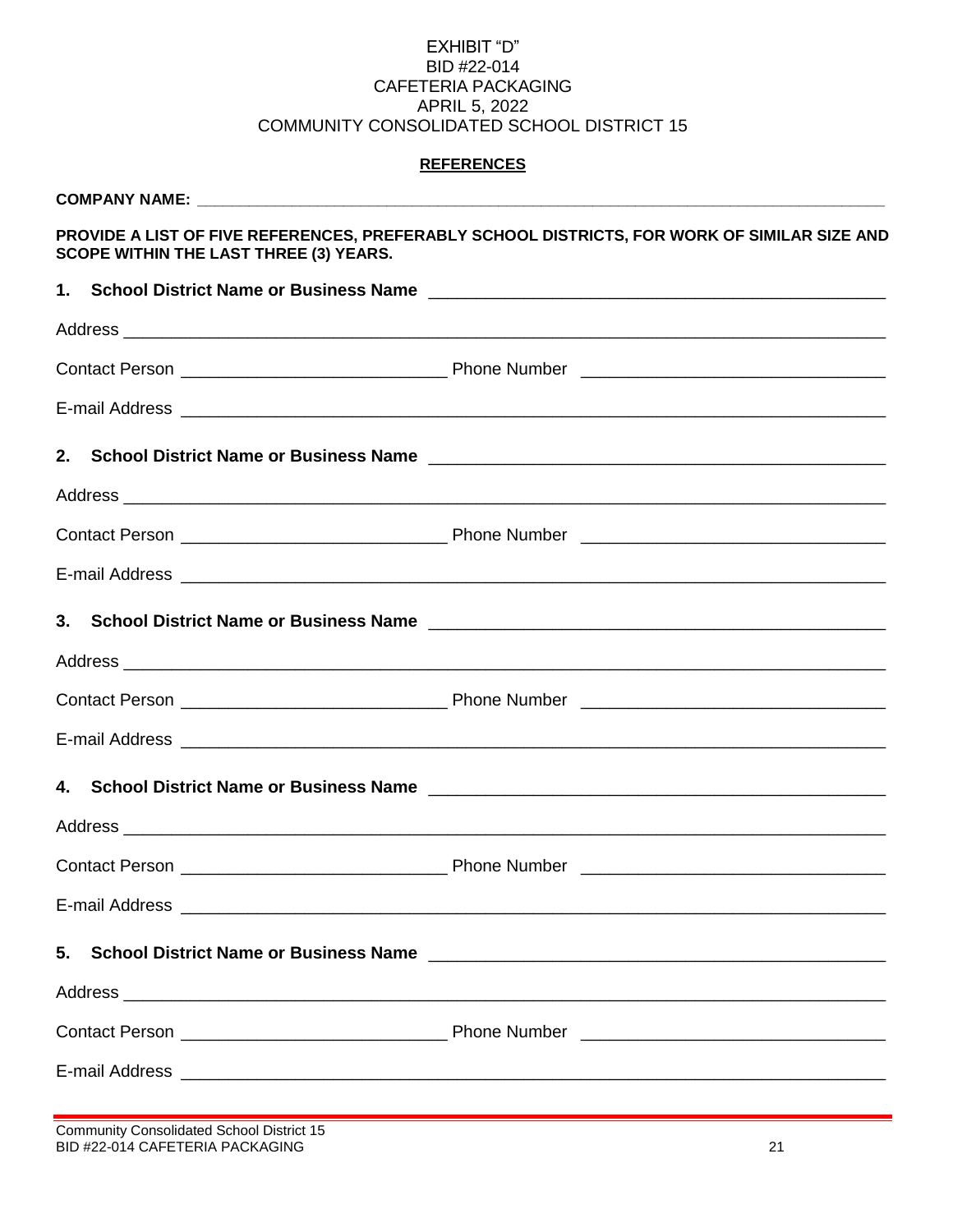EXHIBIT "D"
BID #22-014
CAFETERIA PACKAGING
APRIL 5, 2022
COMMUNITY CONSOLIDATED SCHOOL DISTRICT 15

## REFERENCES

**COMPANY NAME:** ______________________________________________________________

**PROVIDE A LIST OF FIVE REFERENCES, PREFERABLY SCHOOL DISTRICTS, FOR WORK OF SIMILAR SIZE AND SCOPE WITHIN THE LAST THREE (3) YEARS.**

**1. School District Name or Business Name** ______________________________________________

Address ______________________________________________________________________

Contact Person ___________________________ Phone Number ___________________________

E-mail Address ________________________________________________________________

**2. School District Name or Business Name** ______________________________________________

Address ______________________________________________________________________

Contact Person ___________________________ Phone Number ___________________________

E-mail Address ________________________________________________________________

**3. School District Name or Business Name** ______________________________________________

Address ______________________________________________________________________

Contact Person ___________________________ Phone Number ___________________________

E-mail Address ________________________________________________________________

**4. School District Name or Business Name** ______________________________________________

Address ______________________________________________________________________

Contact Person ___________________________ Phone Number ___________________________

E-mail Address ________________________________________________________________

**5. School District Name or Business Name** ______________________________________________

Address ______________________________________________________________________

Contact Person ___________________________ Phone Number ___________________________

E-mail Address ________________________________________________________________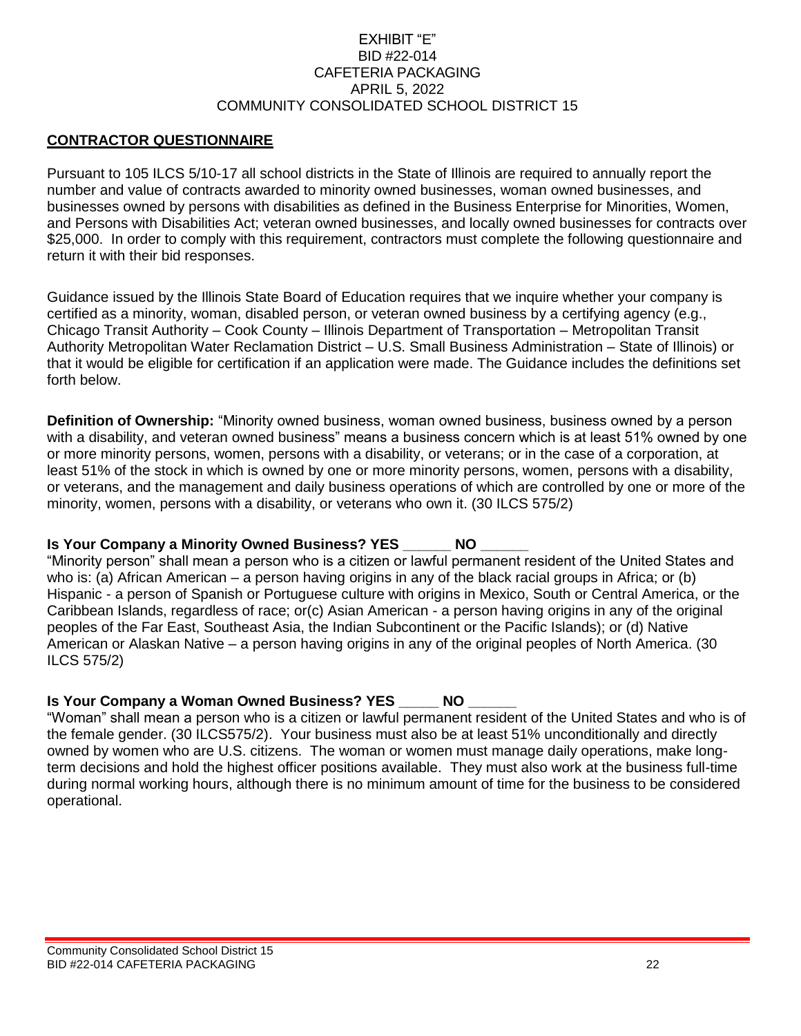EXHIBIT "E"
BID #22-014
CAFETERIA PACKAGING
APRIL 5, 2022
COMMUNITY CONSOLIDATED SCHOOL DISTRICT 15

## CONTRACTOR QUESTIONNAIRE

Pursuant to 105 ILCS 5/10-17 all school districts in the State of Illinois are required to annually report the number and value of contracts awarded to minority owned businesses, woman owned businesses, and businesses owned by persons with disabilities as defined in the Business Enterprise for Minorities, Women, and Persons with Disabilities Act; veteran owned businesses, and locally owned businesses for contracts over $25,000. In order to comply with this requirement, contractors must complete the following questionnaire and return it with their bid responses.

Guidance issued by the Illinois State Board of Education requires that we inquire whether your company is certified as a minority, woman, disabled person, or veteran owned business by a certifying agency (e.g., Chicago Transit Authority – Cook County – Illinois Department of Transportation – Metropolitan Transit Authority Metropolitan Water Reclamation District – U.S. Small Business Administration – State of Illinois) or that it would be eligible for certification if an application were made. The Guidance includes the definitions set forth below.

**Definition of Ownership:** "Minority owned business, woman owned business, business owned by a person with a disability, and veteran owned business" means a business concern which is at least 51% owned by one or more minority persons, women, persons with a disability, or veterans; or in the case of a corporation, at least 51% of the stock in which is owned by one or more minority persons, women, persons with a disability, or veterans, and the management and daily business operations of which are controlled by one or more of the minority, women, persons with a disability, or veterans who own it. (30 ILCS 575/2)

**Is Your Company a Minority Owned Business? YES ______ NO ______**

"Minority person" shall mean a person who is a citizen or lawful permanent resident of the United States and who is: (a) African American – a person having origins in any of the black racial groups in Africa; or (b) Hispanic - a person of Spanish or Portuguese culture with origins in Mexico, South or Central America, or the Caribbean Islands, regardless of race; or(c) Asian American - a person having origins in any of the original peoples of the Far East, Southeast Asia, the Indian Subcontinent or the Pacific Islands); or (d) Native American or Alaskan Native – a person having origins in any of the original peoples of North America. (30 ILCS 575/2)

**Is Your Company a Woman Owned Business? YES _____ NO ______**

"Woman" shall mean a person who is a citizen or lawful permanent resident of the United States and who is of the female gender. (30 ILCS575/2). Your business must also be at least 51% unconditionally and directly owned by women who are U.S. citizens. The woman or women must manage daily operations, make long-term decisions and hold the highest officer positions available. They must also work at the business full-time during normal working hours, although there is no minimum amount of time for the business to be considered operational.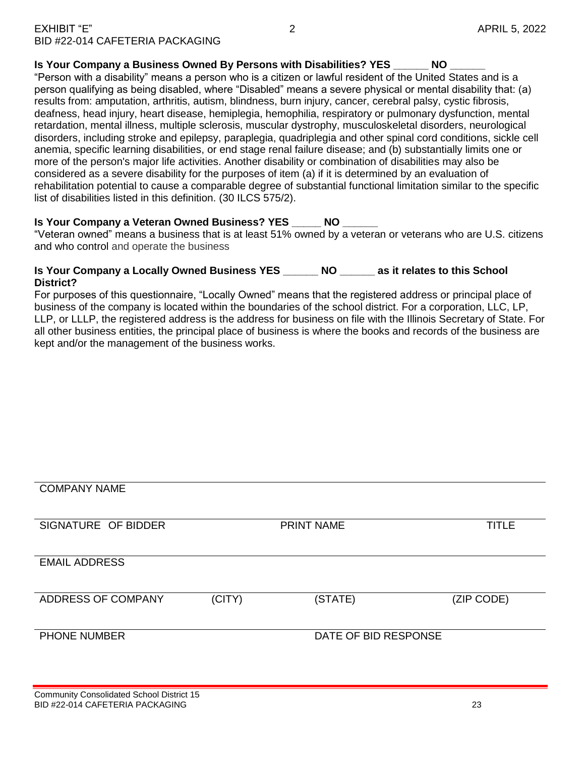**Is Your Company a Business Owned By Persons with Disabilities? YES ______ NO ______**

"Person with a disability" means a person who is a citizen or lawful resident of the United States and is a person qualifying as being disabled, where "Disabled" means a severe physical or mental disability that: (a) results from: amputation, arthritis, autism, blindness, burn injury, cancer, cerebral palsy, cystic fibrosis, deafness, head injury, heart disease, hemiplegia, hemophilia, respiratory or pulmonary dysfunction, mental retardation, mental illness, multiple sclerosis, muscular dystrophy, musculoskeletal disorders, neurological disorders, including stroke and epilepsy, paraplegia, quadriplegia and other spinal cord conditions, sickle cell anemia, specific learning disabilities, or end stage renal failure disease; and (b) substantially limits one or more of the person's major life activities. Another disability or combination of disabilities may also be considered as a severe disability for the purposes of item (a) if it is determined by an evaluation of rehabilitation potential to cause a comparable degree of substantial functional limitation similar to the specific list of disabilities listed in this definition. (30 ILCS 575/2).

**Is Your Company a Veteran Owned Business? YES _____ NO ______**

"Veteran owned" means a business that is at least 51% owned by a veteran or veterans who are U.S. citizens and who control and operate the business

**Is Your Company a Locally Owned Business YES ______ NO ______ as it relates to this School District?**

For purposes of this questionnaire, "Locally Owned" means that the registered address or principal place of business of the company is located within the boundaries of the school district. For a corporation, LLC, LP, LLP, or LLLP, the registered address is the address for business on file with the Illinois Secretary of State. For all other business entities, the principal place of business is where the books and records of the business are kept and/or the management of the business works.

COMPANY NAME

SIGNATURE OF BIDDER    PRINT NAME    TITLE

EMAIL ADDRESS

ADDRESS OF COMPANY    (CITY)    (STATE)    (ZIP CODE)

PHONE NUMBER    DATE OF BID RESPONSE